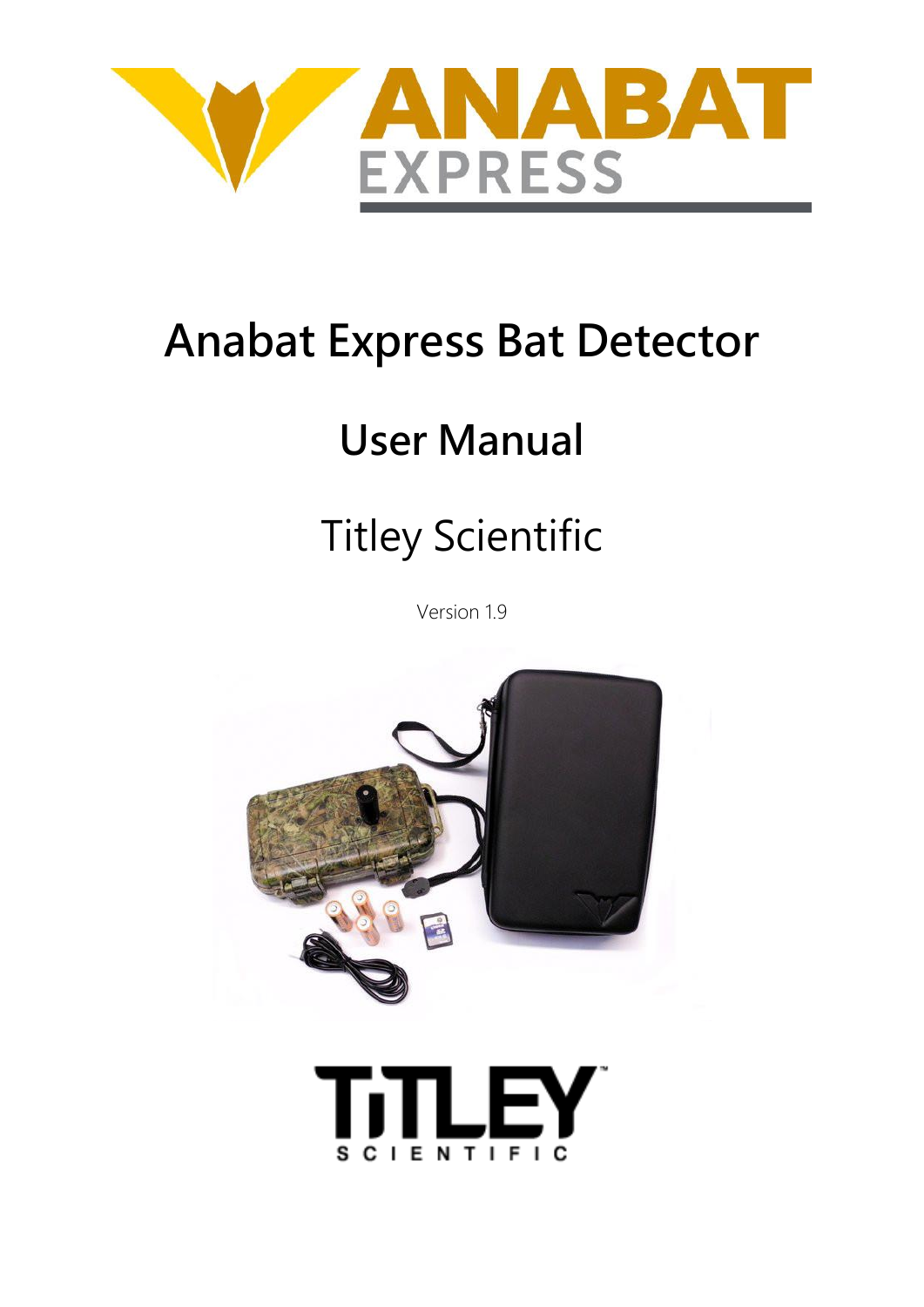ANABAT EXPRESS

# Anabat Express Bat Detector

## User Manual

## Titley Scientific

Version 1.9

TITLEY SCIENTIFIC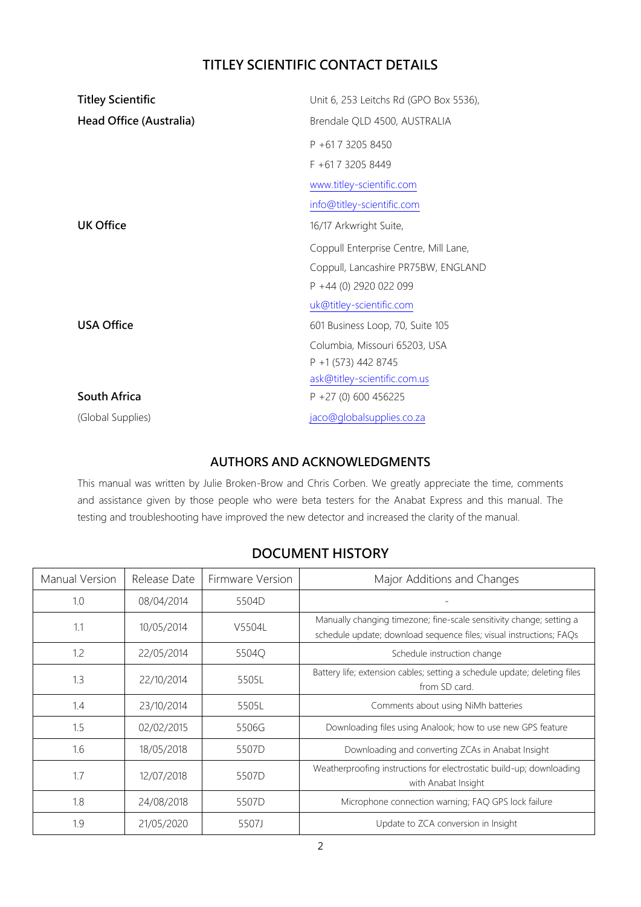## TITLEY SCIENTIFIC CONTACT DETAILS

| | |
|---|---|
| **Titley Scientific** | Unit 6, 253 Leitchs Rd (GPO Box 5536), |
| **Head Office (Australia)** | Brendale QLD 4500, AUSTRALIA |
| | P +61 7 3205 8450 |
| | F +61 7 3205 8449 |
| | www.titley-scientific.com |
| | info@titley-scientific.com |
| **UK Office** | 16/17 Arkwright Suite, |
| | Coppull Enterprise Centre, Mill Lane, |
| | Coppull, Lancashire PR75BW, ENGLAND |
| | P +44 (0) 2920 022 099 |
| | uk@titley-scientific.com |
| **USA Office** | 601 Business Loop, 70, Suite 105 |
| | Columbia, Missouri 65203, USA |
| | P +1 (573) 442 8745 |
| | ask@titley-scientific.com.us |
| **South Africa** | P +27 (0) 600 456225 |
| (Global Supplies) | jaco@globalsupplies.co.za |

## AUTHORS AND ACKNOWLEDGMENTS

This manual was written by Julie Broken-Brow and Chris Corben. We greatly appreciate the time, comments and assistance given by those people who were beta testers for the Anabat Express and this manual. The testing and troubleshooting have improved the new detector and increased the clarity of the manual.

## DOCUMENT HISTORY

| Manual Version | Release Date | Firmware Version | Major Additions and Changes |
|---|---|---|---|
| 1.0 | 08/04/2014 | 5504D | - |
| 1.1 | 10/05/2014 | V5504L | Manually changing timezone; fine-scale sensitivity change; setting a schedule update; download sequence files; visual instructions; FAQs |
| 1.2 | 22/05/2014 | 5504Q | Schedule instruction change |
| 1.3 | 22/10/2014 | 5505L | Battery life; extension cables; setting a schedule update; deleting files from SD card. |
| 1.4 | 23/10/2014 | 5505L | Comments about using NiMh batteries |
| 1.5 | 02/02/2015 | 5506G | Downloading files using Analook; how to use new GPS feature |
| 1.6 | 18/05/2018 | 5507D | Downloading and converting ZCAs in Anabat Insight |
| 1.7 | 12/07/2018 | 5507D | Weatherproofing instructions for electrostatic build-up; downloading with Anabat Insight |
| 1.8 | 24/08/2018 | 5507D | Microphone connection warning; FAQ GPS lock failure |
| 1.9 | 21/05/2020 | 5507J | Update to ZCA conversion in Insight |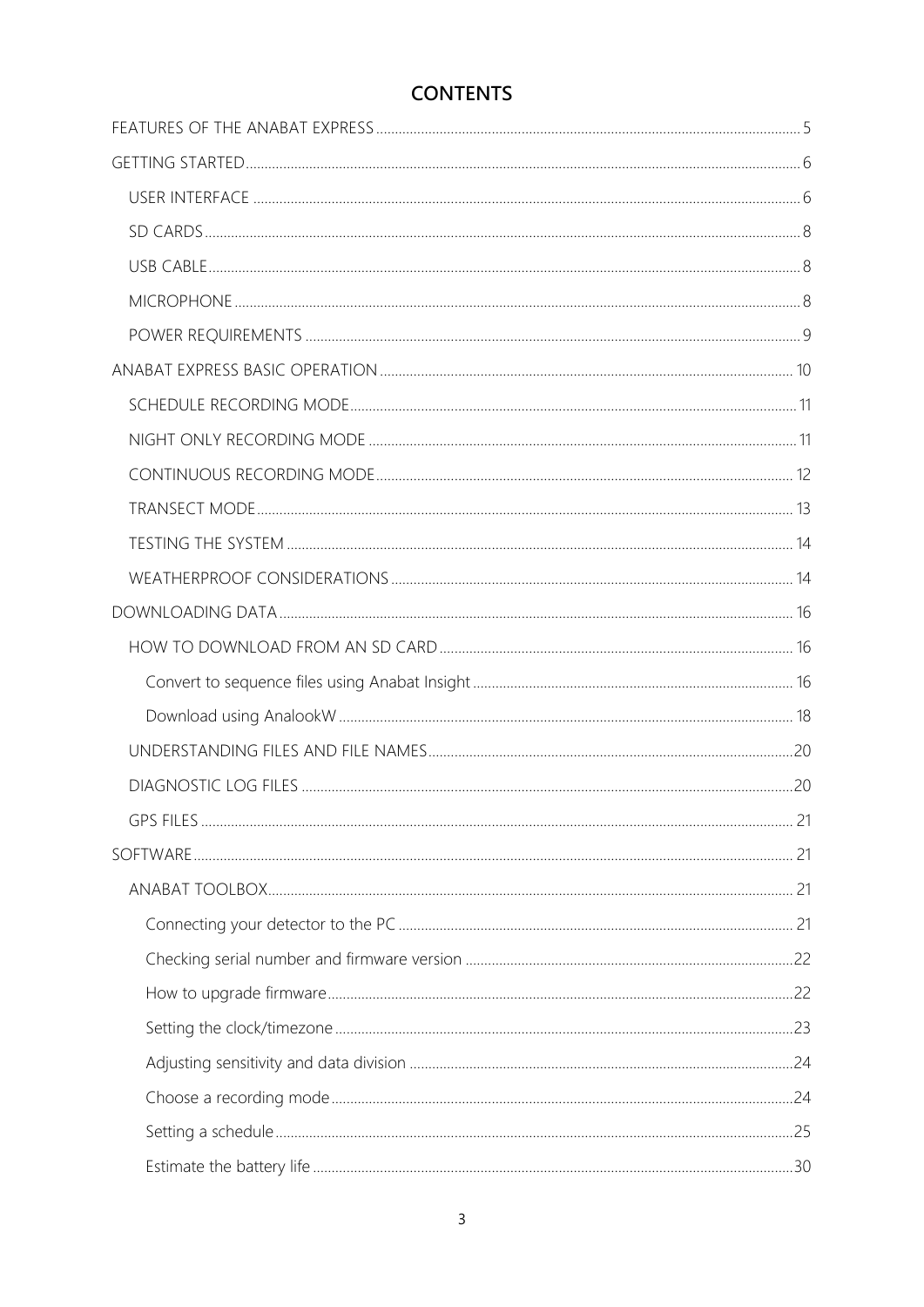# CONTENTS

FEATURES OF THE ANABAT EXPRESS ..... 5

GETTING STARTED ..... 6

- USER INTERFACE ..... 6
- SD CARDS ..... 8
- USB CABLE ..... 8
- MICROPHONE ..... 8
- POWER REQUIREMENTS ..... 9

ANABAT EXPRESS BASIC OPERATION ..... 10

- SCHEDULE RECORDING MODE ..... 11
- NIGHT ONLY RECORDING MODE ..... 11
- CONTINUOUS RECORDING MODE ..... 12
- TRANSECT MODE ..... 13
- TESTING THE SYSTEM ..... 14
- WEATHERPROOF CONSIDERATIONS ..... 14

DOWNLOADING DATA ..... 16

- HOW TO DOWNLOAD FROM AN SD CARD ..... 16
  - Convert to sequence files using Anabat Insight ..... 16
  - Download using AnalookW ..... 18
- UNDERSTANDING FILES AND FILE NAMES ..... 20
- DIAGNOSTIC LOG FILES ..... 20
- GPS FILES ..... 21

SOFTWARE ..... 21

- ANABAT TOOLBOX ..... 21
  - Connecting your detector to the PC ..... 21
  - Checking serial number and firmware version ..... 22
  - How to upgrade firmware ..... 22
  - Setting the clock/timezone ..... 23
  - Adjusting sensitivity and data division ..... 24
  - Choose a recording mode ..... 24
  - Setting a schedule ..... 25
  - Estimate the battery life ..... 30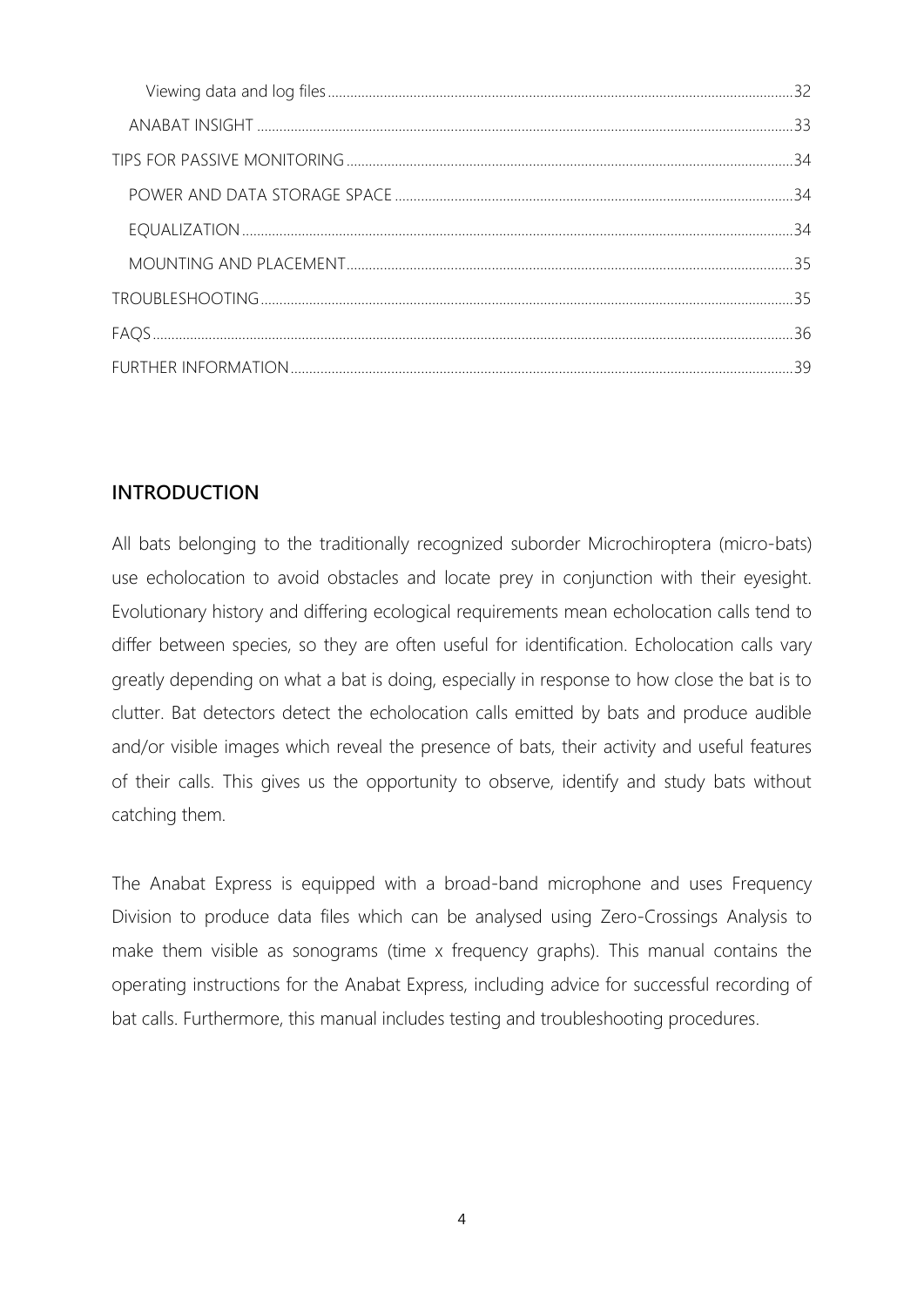Viewing data and log files ........ 32

ANABAT INSIGHT ........ 33

TIPS FOR PASSIVE MONITORING ........ 34

POWER AND DATA STORAGE SPACE ........ 34

EQUALIZATION ........ 34

MOUNTING AND PLACEMENT ........ 35

TROUBLESHOOTING ........ 35

FAQS ........ 36

FURTHER INFORMATION ........ 39

## INTRODUCTION

All bats belonging to the traditionally recognized suborder Microchiroptera (micro-bats) use echolocation to avoid obstacles and locate prey in conjunction with their eyesight. Evolutionary history and differing ecological requirements mean echolocation calls tend to differ between species, so they are often useful for identification. Echolocation calls vary greatly depending on what a bat is doing, especially in response to how close the bat is to clutter. Bat detectors detect the echolocation calls emitted by bats and produce audible and/or visible images which reveal the presence of bats, their activity and useful features of their calls. This gives us the opportunity to observe, identify and study bats without catching them.

The Anabat Express is equipped with a broad-band microphone and uses Frequency Division to produce data files which can be analysed using Zero-Crossings Analysis to make them visible as sonograms (time x frequency graphs). This manual contains the operating instructions for the Anabat Express, including advice for successful recording of bat calls. Furthermore, this manual includes testing and troubleshooting procedures.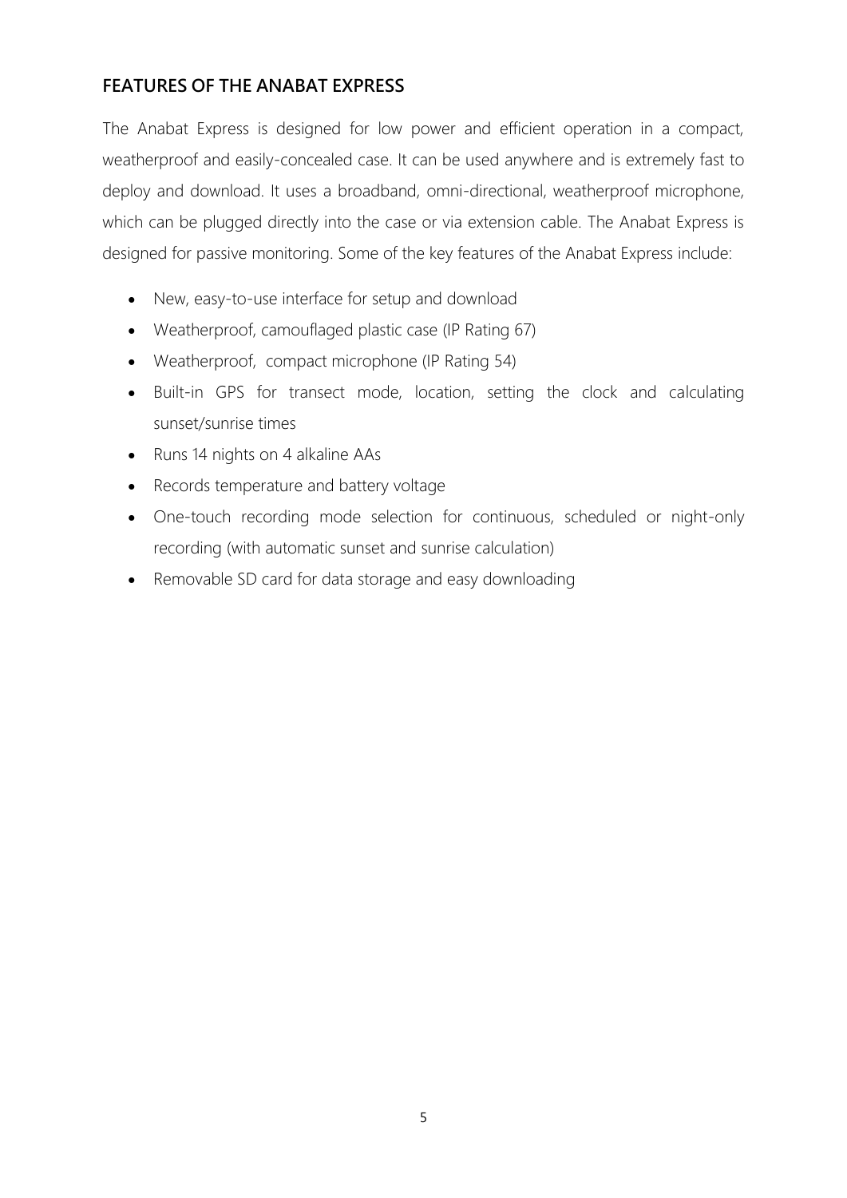## FEATURES OF THE ANABAT EXPRESS

The Anabat Express is designed for low power and efficient operation in a compact, weatherproof and easily-concealed case. It can be used anywhere and is extremely fast to deploy and download. It uses a broadband, omni-directional, weatherproof microphone, which can be plugged directly into the case or via extension cable. The Anabat Express is designed for passive monitoring. Some of the key features of the Anabat Express include:

- New, easy-to-use interface for setup and download
- Weatherproof, camouflaged plastic case (IP Rating 67)
- Weatherproof, compact microphone (IP Rating 54)
- Built-in GPS for transect mode, location, setting the clock and calculating sunset/sunrise times
- Runs 14 nights on 4 alkaline AAs
- Records temperature and battery voltage
- One-touch recording mode selection for continuous, scheduled or night-only recording (with automatic sunset and sunrise calculation)
- Removable SD card for data storage and easy downloading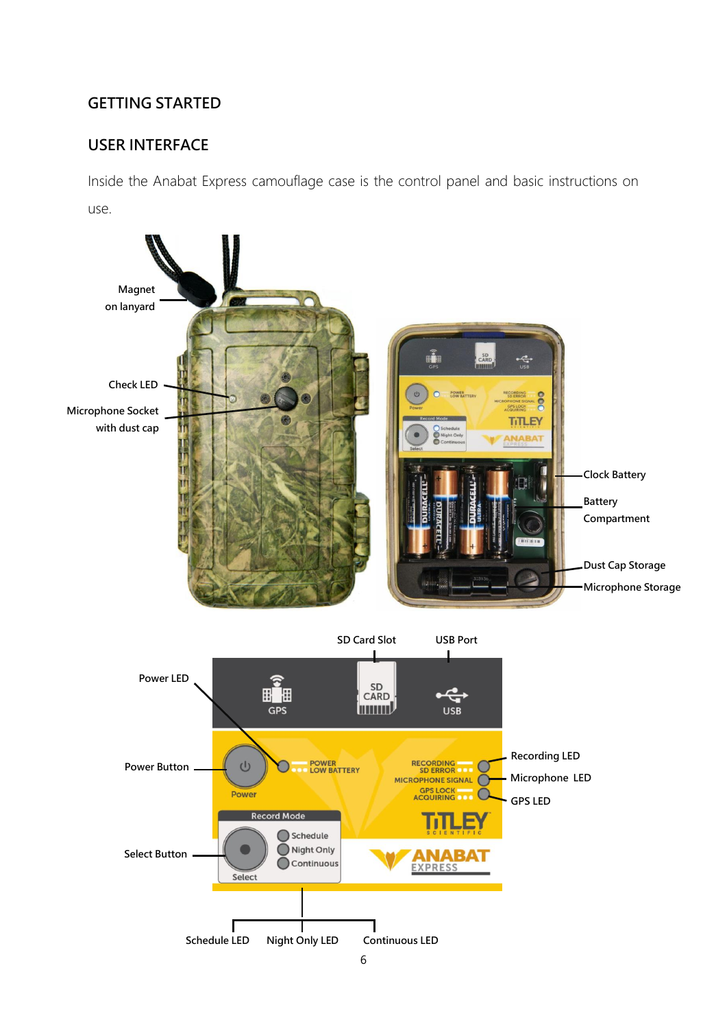# GETTING STARTED

## USER INTERFACE

Inside the Anabat Express camouflage case is the control panel and basic instructions on use.

Magnet on lanyard

Check LED

Microphone Socket with dust cap

Clock Battery

Battery Compartment

Dust Cap Storage

Microphone Storage

SD Card Slot

USB Port

Power LED

Power Button

Select Button

Recording LED

Microphone LED

GPS LED

Schedule LED

Night Only LED

Continuous LED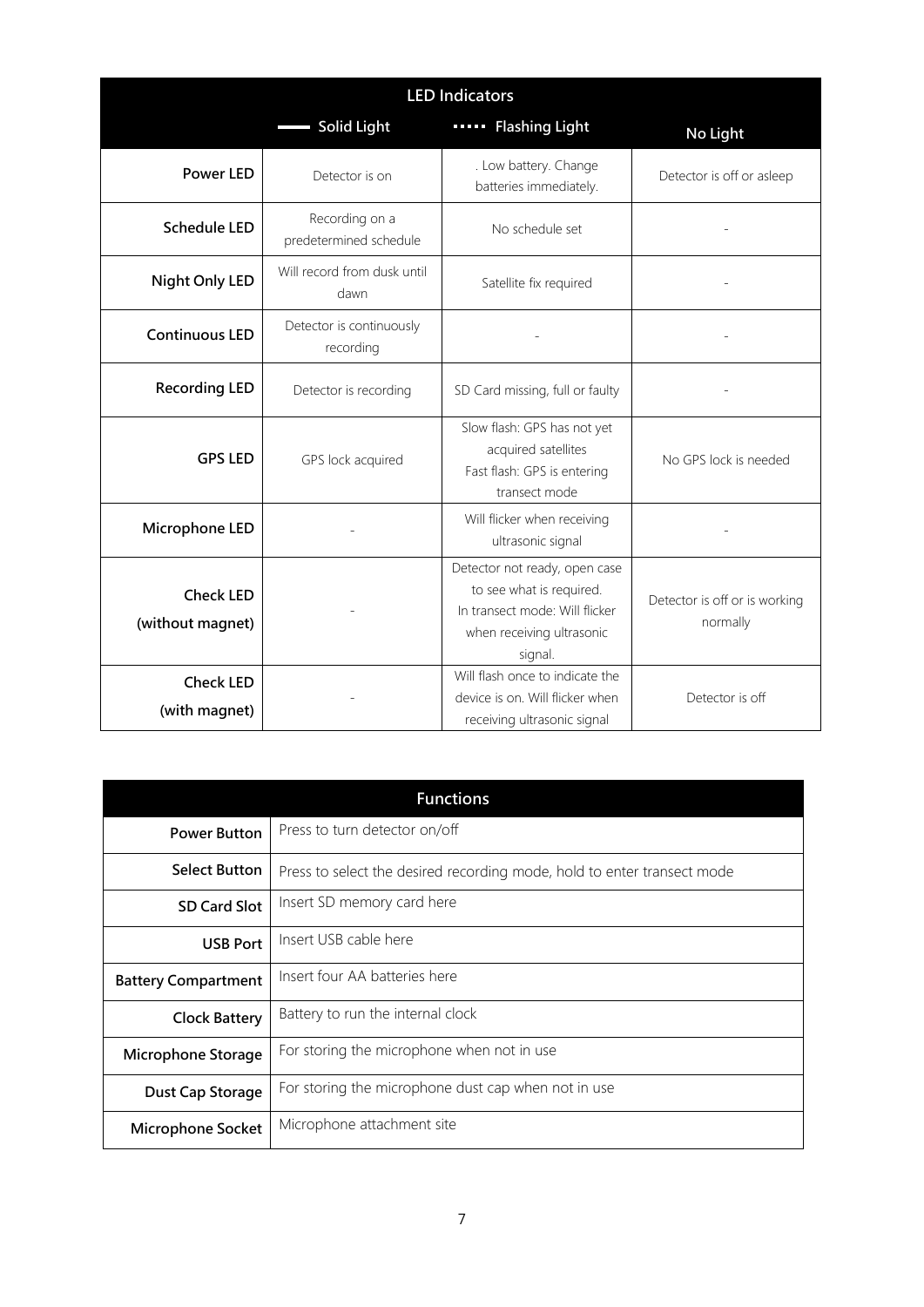| LED Indicators | Solid Light | Flashing Light | No Light |
|---|---|---|---|
| **Power LED** | Detector is on | . Low battery. Change batteries immediately. | Detector is off or asleep |
| **Schedule LED** | Recording on a predetermined schedule | No schedule set | - |
| **Night Only LED** | Will record from dusk until dawn | Satellite fix required | - |
| **Continuous LED** | Detector is continuously recording | - | - |
| **Recording LED** | Detector is recording | SD Card missing, full or faulty | - |
| **GPS LED** | GPS lock acquired | Slow flash: GPS has not yet acquired satellites<br>Fast flash: GPS is entering transect mode | No GPS lock is needed |
| **Microphone LED** | - | Will flicker when receiving ultrasonic signal | - |
| **Check LED (without magnet)** | - | Detector not ready, open case to see what is required.<br>In transect mode: Will flicker when receiving ultrasonic signal. | Detector is off or is working normally |
| **Check LED (with magnet)** | - | Will flash once to indicate the device is on. Will flicker when receiving ultrasonic signal | Detector is off |

| Functions | |
|---|---|
| **Power Button** | Press to turn detector on/off |
| **Select Button** | Press to select the desired recording mode, hold to enter transect mode |
| **SD Card Slot** | Insert SD memory card here |
| **USB Port** | Insert USB cable here |
| **Battery Compartment** | Insert four AA batteries here |
| **Clock Battery** | Battery to run the internal clock |
| **Microphone Storage** | For storing the microphone when not in use |
| **Dust Cap Storage** | For storing the microphone dust cap when not in use |
| **Microphone Socket** | Microphone attachment site |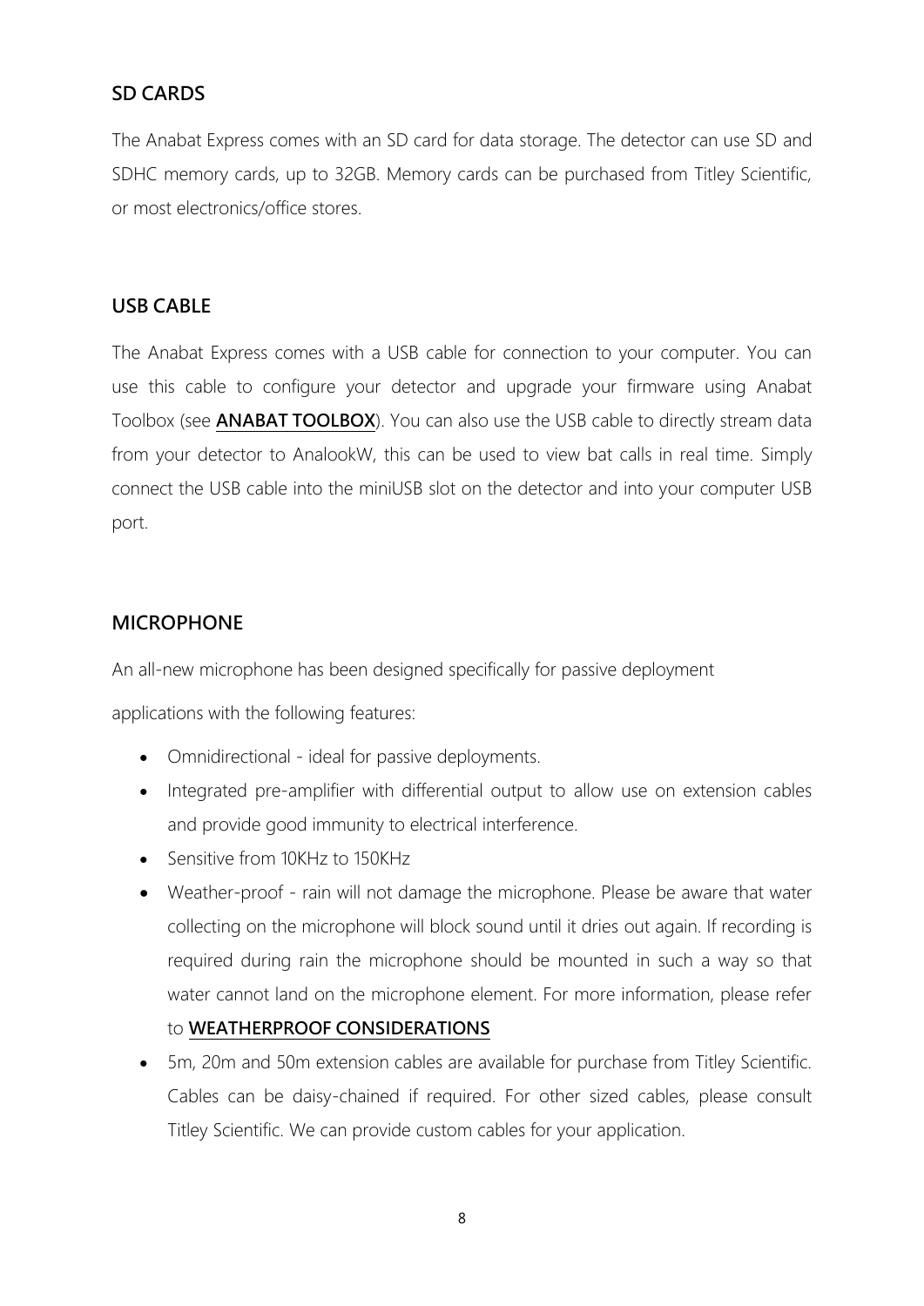## SD CARDS

The Anabat Express comes with an SD card for data storage. The detector can use SD and SDHC memory cards, up to 32GB. Memory cards can be purchased from Titley Scientific, or most electronics/office stores.

## USB CABLE

The Anabat Express comes with a USB cable for connection to your computer. You can use this cable to configure your detector and upgrade your firmware using Anabat Toolbox (see **ANABAT TOOLBOX**). You can also use the USB cable to directly stream data from your detector to AnalookW, this can be used to view bat calls in real time. Simply connect the USB cable into the miniUSB slot on the detector and into your computer USB port.

## MICROPHONE

An all-new microphone has been designed specifically for passive deployment

applications with the following features:

- Omnidirectional - ideal for passive deployments.
- Integrated pre-amplifier with differential output to allow use on extension cables and provide good immunity to electrical interference.
- Sensitive from 10KHz to 150KHz
- Weather-proof - rain will not damage the microphone. Please be aware that water collecting on the microphone will block sound until it dries out again. If recording is required during rain the microphone should be mounted in such a way so that water cannot land on the microphone element. For more information, please refer to **WEATHERPROOF CONSIDERATIONS**
- 5m, 20m and 50m extension cables are available for purchase from Titley Scientific. Cables can be daisy-chained if required. For other sized cables, please consult Titley Scientific. We can provide custom cables for your application.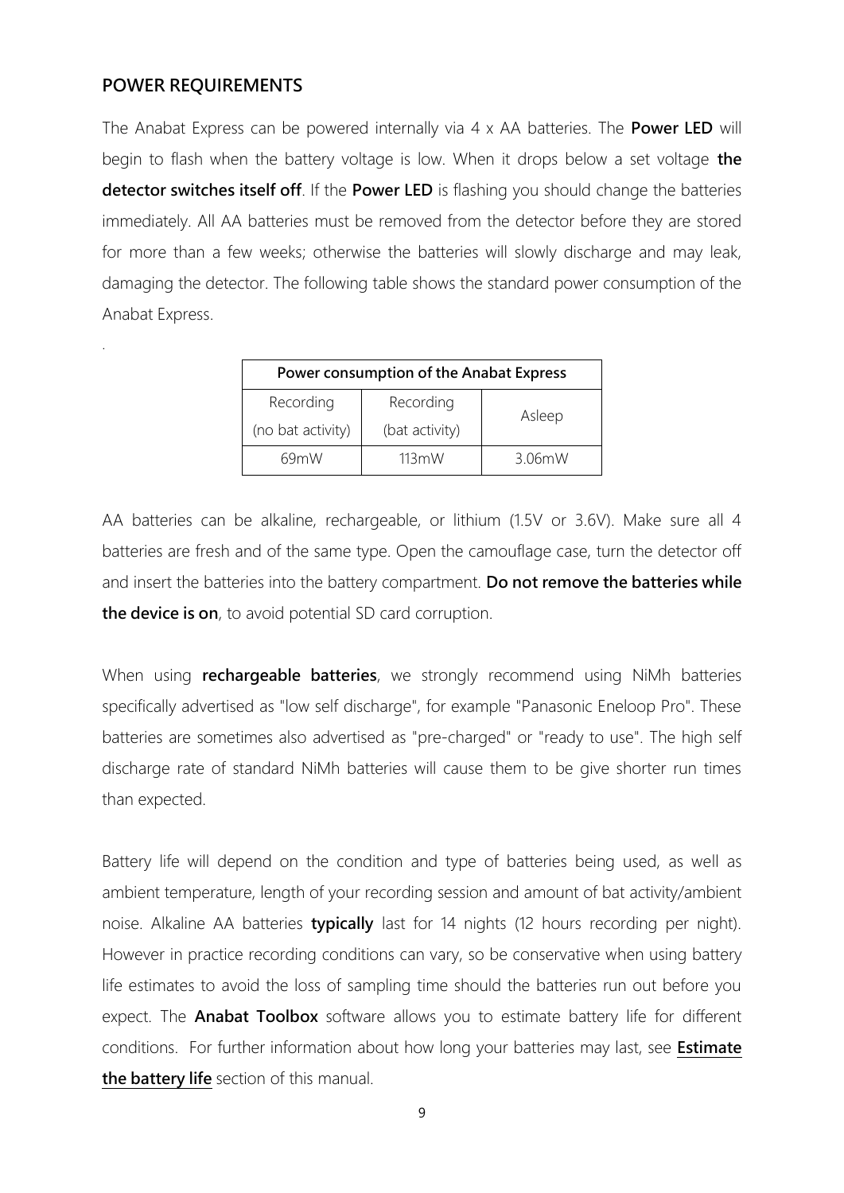## POWER REQUIREMENTS

The Anabat Express can be powered internally via 4 x AA batteries. The **Power LED** will begin to flash when the battery voltage is low. When it drops below a set voltage **the detector switches itself off**. If the **Power LED** is flashing you should change the batteries immediately. All AA batteries must be removed from the detector before they are stored for more than a few weeks; otherwise the batteries will slowly discharge and may leak, damaging the detector. The following table shows the standard power consumption of the Anabat Express.

.

| Power consumption of the Anabat Express | | |
|---|---|---|
| Recording (no bat activity) | Recording (bat activity) | Asleep |
| 69mW | 113mW | 3.06mW |

AA batteries can be alkaline, rechargeable, or lithium (1.5V or 3.6V). Make sure all 4 batteries are fresh and of the same type. Open the camouflage case, turn the detector off and insert the batteries into the battery compartment. **Do not remove the batteries while the device is on**, to avoid potential SD card corruption.

When using **rechargeable batteries**, we strongly recommend using NiMh batteries specifically advertised as "low self discharge", for example "Panasonic Eneloop Pro". These batteries are sometimes also advertised as "pre-charged" or "ready to use". The high self discharge rate of standard NiMh batteries will cause them to be give shorter run times than expected.

Battery life will depend on the condition and type of batteries being used, as well as ambient temperature, length of your recording session and amount of bat activity/ambient noise. Alkaline AA batteries **typically** last for 14 nights (12 hours recording per night). However in practice recording conditions can vary, so be conservative when using battery life estimates to avoid the loss of sampling time should the batteries run out before you expect. The **Anabat Toolbox** software allows you to estimate battery life for different conditions. For further information about how long your batteries may last, see **Estimate the battery life** section of this manual.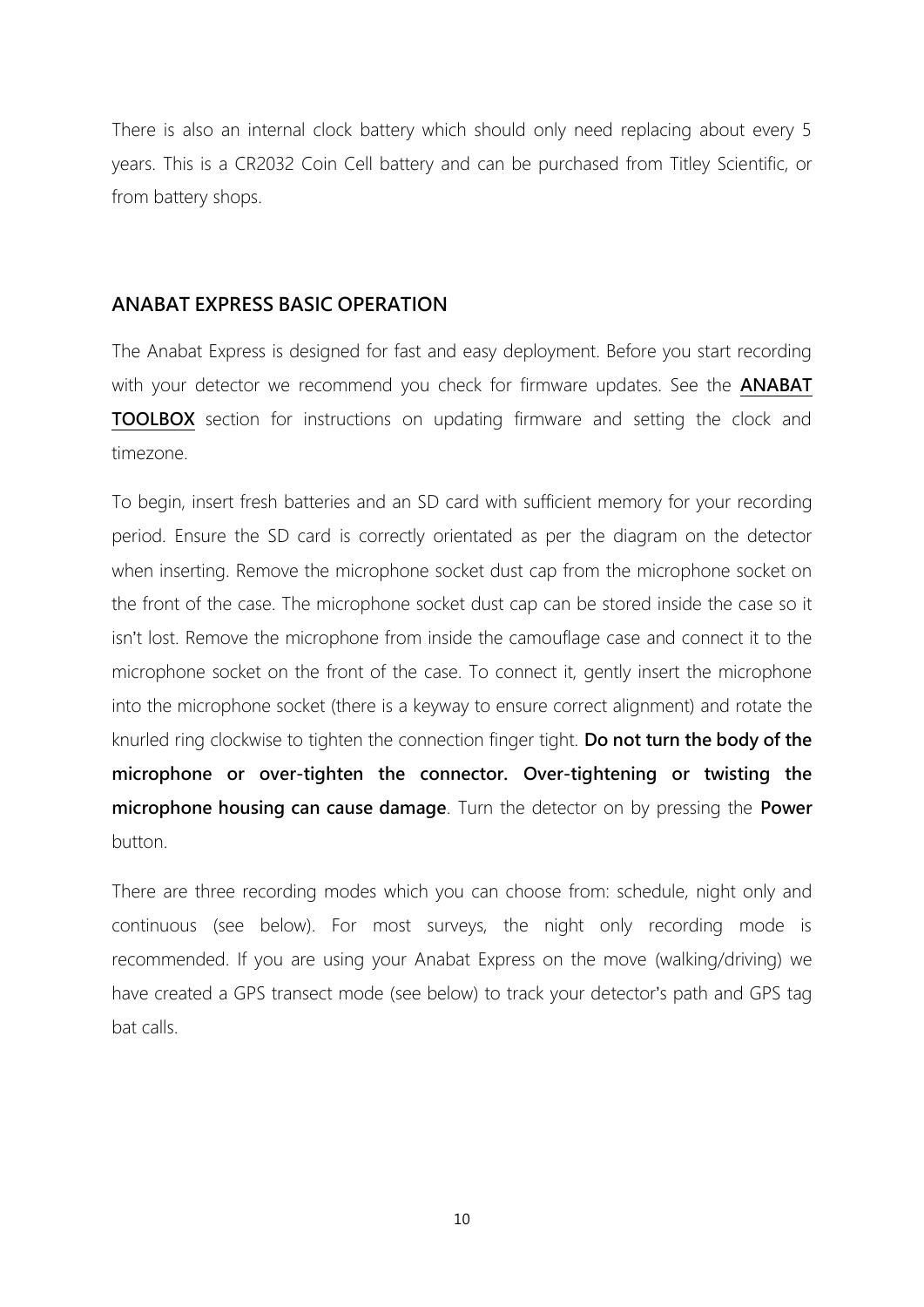There is also an internal clock battery which should only need replacing about every 5 years. This is a CR2032 Coin Cell battery and can be purchased from Titley Scientific, or from battery shops.

## ANABAT EXPRESS BASIC OPERATION

The Anabat Express is designed for fast and easy deployment. Before you start recording with your detector we recommend you check for firmware updates. See the **ANABAT TOOLBOX** section for instructions on updating firmware and setting the clock and timezone.

To begin, insert fresh batteries and an SD card with sufficient memory for your recording period. Ensure the SD card is correctly orientated as per the diagram on the detector when inserting. Remove the microphone socket dust cap from the microphone socket on the front of the case. The microphone socket dust cap can be stored inside the case so it isn't lost. Remove the microphone from inside the camouflage case and connect it to the microphone socket on the front of the case. To connect it, gently insert the microphone into the microphone socket (there is a keyway to ensure correct alignment) and rotate the knurled ring clockwise to tighten the connection finger tight. **Do not turn the body of the microphone or over-tighten the connector. Over-tightening or twisting the microphone housing can cause damage**. Turn the detector on by pressing the **Power** button.

There are three recording modes which you can choose from: schedule, night only and continuous (see below). For most surveys, the night only recording mode is recommended. If you are using your Anabat Express on the move (walking/driving) we have created a GPS transect mode (see below) to track your detector's path and GPS tag bat calls.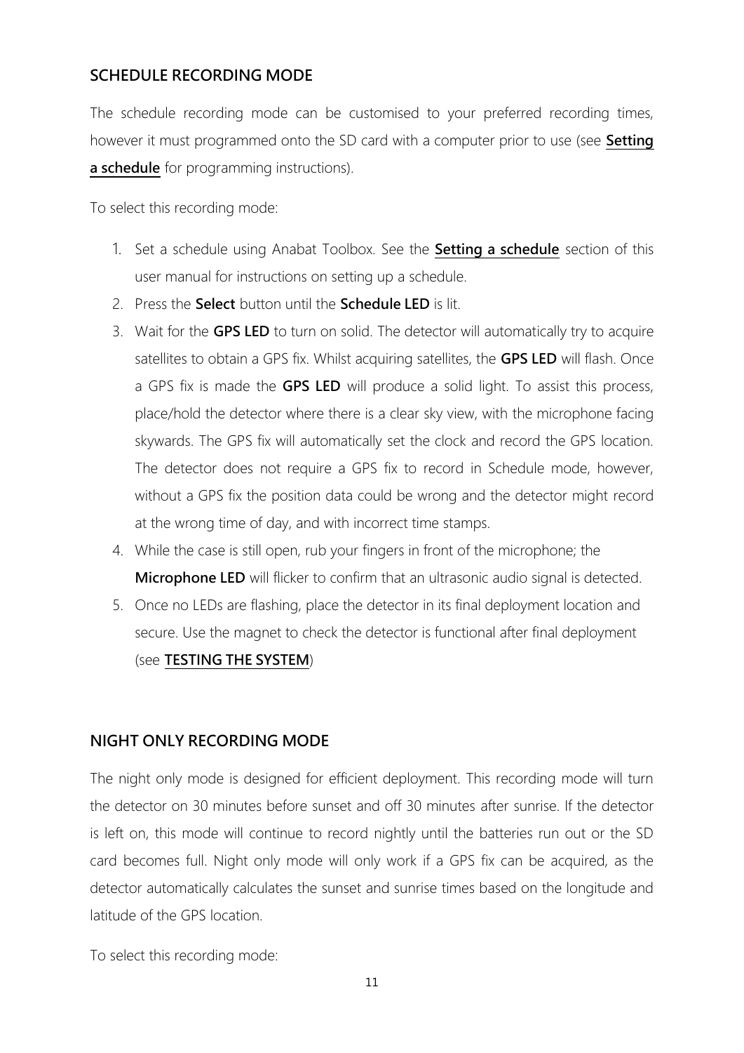## SCHEDULE RECORDING MODE

The schedule recording mode can be customised to your preferred recording times, however it must programmed onto the SD card with a computer prior to use (see **Setting a schedule** for programming instructions).

To select this recording mode:

1. Set a schedule using Anabat Toolbox. See the **Setting a schedule** section of this user manual for instructions on setting up a schedule.
2. Press the **Select** button until the **Schedule LED** is lit.
3. Wait for the **GPS LED** to turn on solid. The detector will automatically try to acquire satellites to obtain a GPS fix. Whilst acquiring satellites, the **GPS LED** will flash. Once a GPS fix is made the **GPS LED** will produce a solid light. To assist this process, place/hold the detector where there is a clear sky view, with the microphone facing skywards. The GPS fix will automatically set the clock and record the GPS location. The detector does not require a GPS fix to record in Schedule mode, however, without a GPS fix the position data could be wrong and the detector might record at the wrong time of day, and with incorrect time stamps.
4. While the case is still open, rub your fingers in front of the microphone; the **Microphone LED** will flicker to confirm that an ultrasonic audio signal is detected.
5. Once no LEDs are flashing, place the detector in its final deployment location and secure. Use the magnet to check the detector is functional after final deployment (see **TESTING THE SYSTEM**)

## NIGHT ONLY RECORDING MODE

The night only mode is designed for efficient deployment. This recording mode will turn the detector on 30 minutes before sunset and off 30 minutes after sunrise. If the detector is left on, this mode will continue to record nightly until the batteries run out or the SD card becomes full. Night only mode will only work if a GPS fix can be acquired, as the detector automatically calculates the sunset and sunrise times based on the longitude and latitude of the GPS location.

To select this recording mode: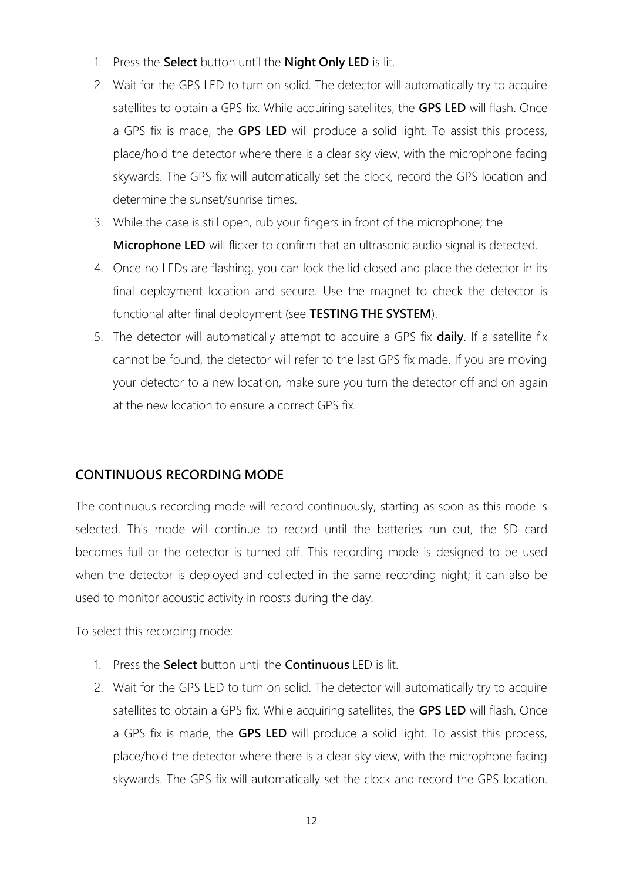1. Press the **Select** button until the **Night Only LED** is lit.
2. Wait for the GPS LED to turn on solid. The detector will automatically try to acquire satellites to obtain a GPS fix. While acquiring satellites, the **GPS LED** will flash. Once a GPS fix is made, the **GPS LED** will produce a solid light. To assist this process, place/hold the detector where there is a clear sky view, with the microphone facing skywards. The GPS fix will automatically set the clock, record the GPS location and determine the sunset/sunrise times.
3. While the case is still open, rub your fingers in front of the microphone; the **Microphone LED** will flicker to confirm that an ultrasonic audio signal is detected.
4. Once no LEDs are flashing, you can lock the lid closed and place the detector in its final deployment location and secure. Use the magnet to check the detector is functional after final deployment (see **TESTING THE SYSTEM**).
5. The detector will automatically attempt to acquire a GPS fix **daily**. If a satellite fix cannot be found, the detector will refer to the last GPS fix made. If you are moving your detector to a new location, make sure you turn the detector off and on again at the new location to ensure a correct GPS fix.

## CONTINUOUS RECORDING MODE

The continuous recording mode will record continuously, starting as soon as this mode is selected. This mode will continue to record until the batteries run out, the SD card becomes full or the detector is turned off. This recording mode is designed to be used when the detector is deployed and collected in the same recording night; it can also be used to monitor acoustic activity in roosts during the day.

To select this recording mode:

1. Press the **Select** button until the **Continuous** LED is lit.
2. Wait for the GPS LED to turn on solid. The detector will automatically try to acquire satellites to obtain a GPS fix. While acquiring satellites, the **GPS LED** will flash. Once a GPS fix is made, the **GPS LED** will produce a solid light. To assist this process, place/hold the detector where there is a clear sky view, with the microphone facing skywards. The GPS fix will automatically set the clock and record the GPS location.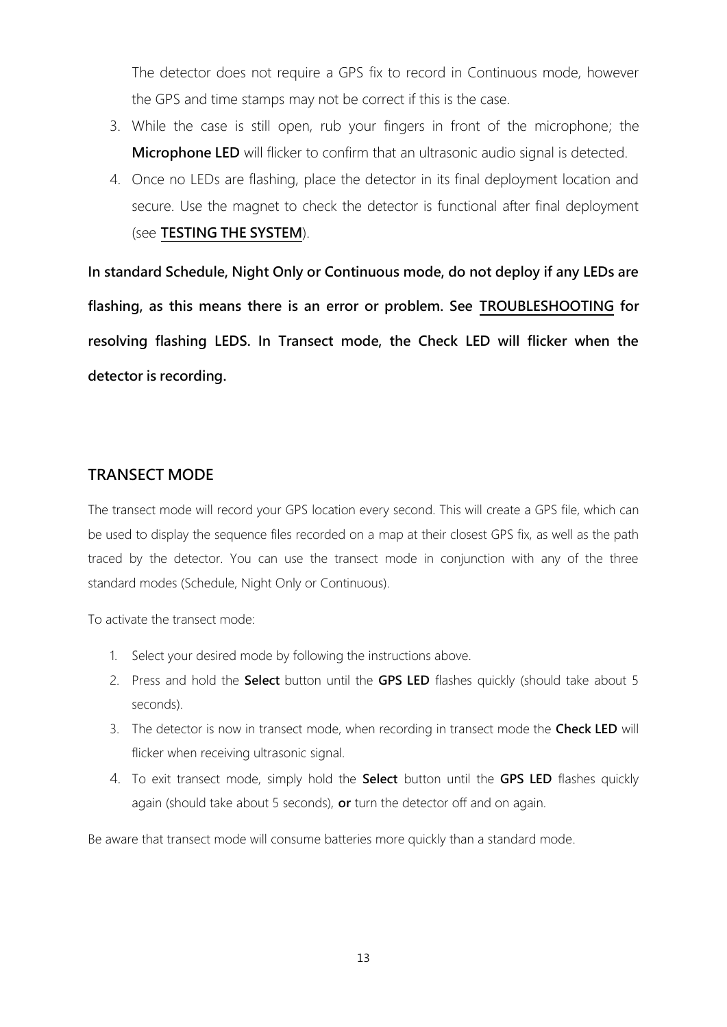The detector does not require a GPS fix to record in Continuous mode, however the GPS and time stamps may not be correct if this is the case.

3. While the case is still open, rub your fingers in front of the microphone; the **Microphone LED** will flicker to confirm that an ultrasonic audio signal is detected.
4. Once no LEDs are flashing, place the detector in its final deployment location and secure. Use the magnet to check the detector is functional after final deployment (see **TESTING THE SYSTEM**).

**In standard Schedule, Night Only or Continuous mode, do not deploy if any LEDs are flashing, as this means there is an error or problem. See TROUBLESHOOTING for resolving flashing LEDS. In Transect mode, the Check LED will flicker when the detector is recording.**

## TRANSECT MODE

The transect mode will record your GPS location every second. This will create a GPS file, which can be used to display the sequence files recorded on a map at their closest GPS fix, as well as the path traced by the detector. You can use the transect mode in conjunction with any of the three standard modes (Schedule, Night Only or Continuous).

To activate the transect mode:

1. Select your desired mode by following the instructions above.
2. Press and hold the **Select** button until the **GPS LED** flashes quickly (should take about 5 seconds).
3. The detector is now in transect mode, when recording in transect mode the **Check LED** will flicker when receiving ultrasonic signal.
4. To exit transect mode, simply hold the **Select** button until the **GPS LED** flashes quickly again (should take about 5 seconds), **or** turn the detector off and on again.

Be aware that transect mode will consume batteries more quickly than a standard mode.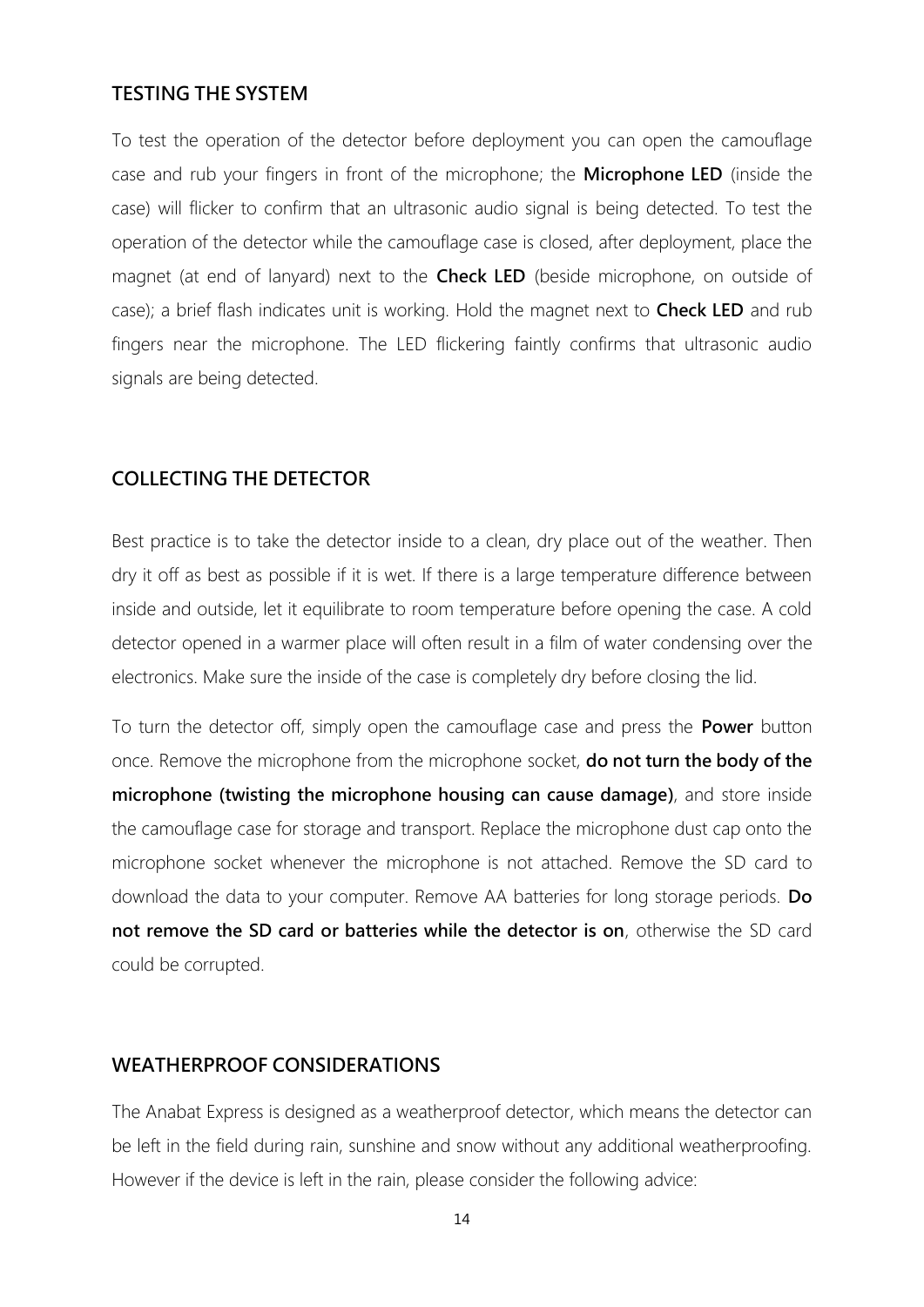## TESTING THE SYSTEM

To test the operation of the detector before deployment you can open the camouflage case and rub your fingers in front of the microphone; the **Microphone LED** (inside the case) will flicker to confirm that an ultrasonic audio signal is being detected. To test the operation of the detector while the camouflage case is closed, after deployment, place the magnet (at end of lanyard) next to the **Check LED** (beside microphone, on outside of case); a brief flash indicates unit is working. Hold the magnet next to **Check LED** and rub fingers near the microphone. The LED flickering faintly confirms that ultrasonic audio signals are being detected.

## COLLECTING THE DETECTOR

Best practice is to take the detector inside to a clean, dry place out of the weather. Then dry it off as best as possible if it is wet. If there is a large temperature difference between inside and outside, let it equilibrate to room temperature before opening the case. A cold detector opened in a warmer place will often result in a film of water condensing over the electronics. Make sure the inside of the case is completely dry before closing the lid.

To turn the detector off, simply open the camouflage case and press the **Power** button once. Remove the microphone from the microphone socket, **do not turn the body of the microphone (twisting the microphone housing can cause damage)**, and store inside the camouflage case for storage and transport. Replace the microphone dust cap onto the microphone socket whenever the microphone is not attached. Remove the SD card to download the data to your computer. Remove AA batteries for long storage periods. **Do not remove the SD card or batteries while the detector is on**, otherwise the SD card could be corrupted.

## WEATHERPROOF CONSIDERATIONS

The Anabat Express is designed as a weatherproof detector, which means the detector can be left in the field during rain, sunshine and snow without any additional weatherproofing. However if the device is left in the rain, please consider the following advice: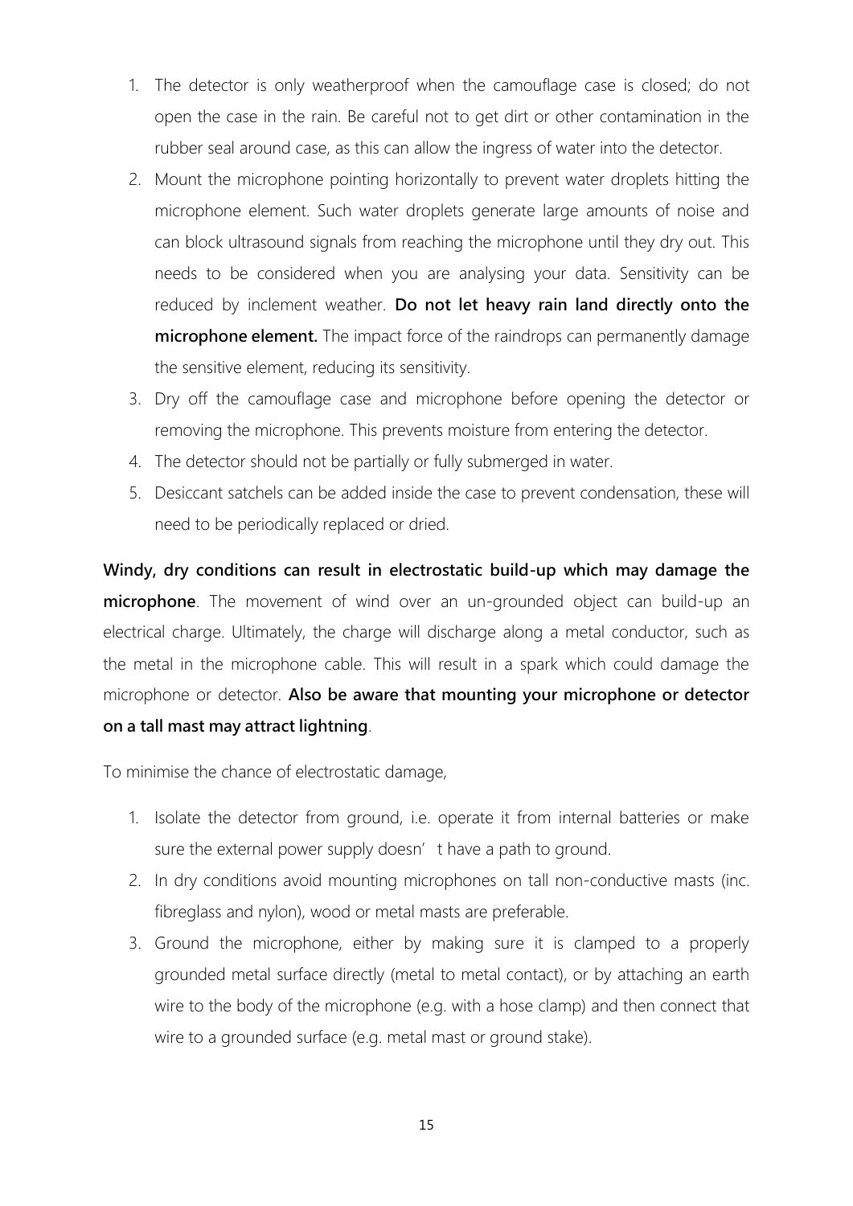1. The detector is only weatherproof when the camouflage case is closed; do not open the case in the rain. Be careful not to get dirt or other contamination in the rubber seal around case, as this can allow the ingress of water into the detector.
2. Mount the microphone pointing horizontally to prevent water droplets hitting the microphone element. Such water droplets generate large amounts of noise and can block ultrasound signals from reaching the microphone until they dry out. This needs to be considered when you are analysing your data. Sensitivity can be reduced by inclement weather. **Do not let heavy rain land directly onto the microphone element.** The impact force of the raindrops can permanently damage the sensitive element, reducing its sensitivity.
3. Dry off the camouflage case and microphone before opening the detector or removing the microphone. This prevents moisture from entering the detector.
4. The detector should not be partially or fully submerged in water.
5. Desiccant satchels can be added inside the case to prevent condensation, these will need to be periodically replaced or dried.

**Windy, dry conditions can result in electrostatic build-up which may damage the microphone**. The movement of wind over an un-grounded object can build-up an electrical charge. Ultimately, the charge will discharge along a metal conductor, such as the metal in the microphone cable. This will result in a spark which could damage the microphone or detector. **Also be aware that mounting your microphone or detector on a tall mast may attract lightning**.

To minimise the chance of electrostatic damage,

1. Isolate the detector from ground, i.e. operate it from internal batteries or make sure the external power supply doesn't have a path to ground.
2. In dry conditions avoid mounting microphones on tall non-conductive masts (inc. fibreglass and nylon), wood or metal masts are preferable.
3. Ground the microphone, either by making sure it is clamped to a properly grounded metal surface directly (metal to metal contact), or by attaching an earth wire to the body of the microphone (e.g. with a hose clamp) and then connect that wire to a grounded surface (e.g. metal mast or ground stake).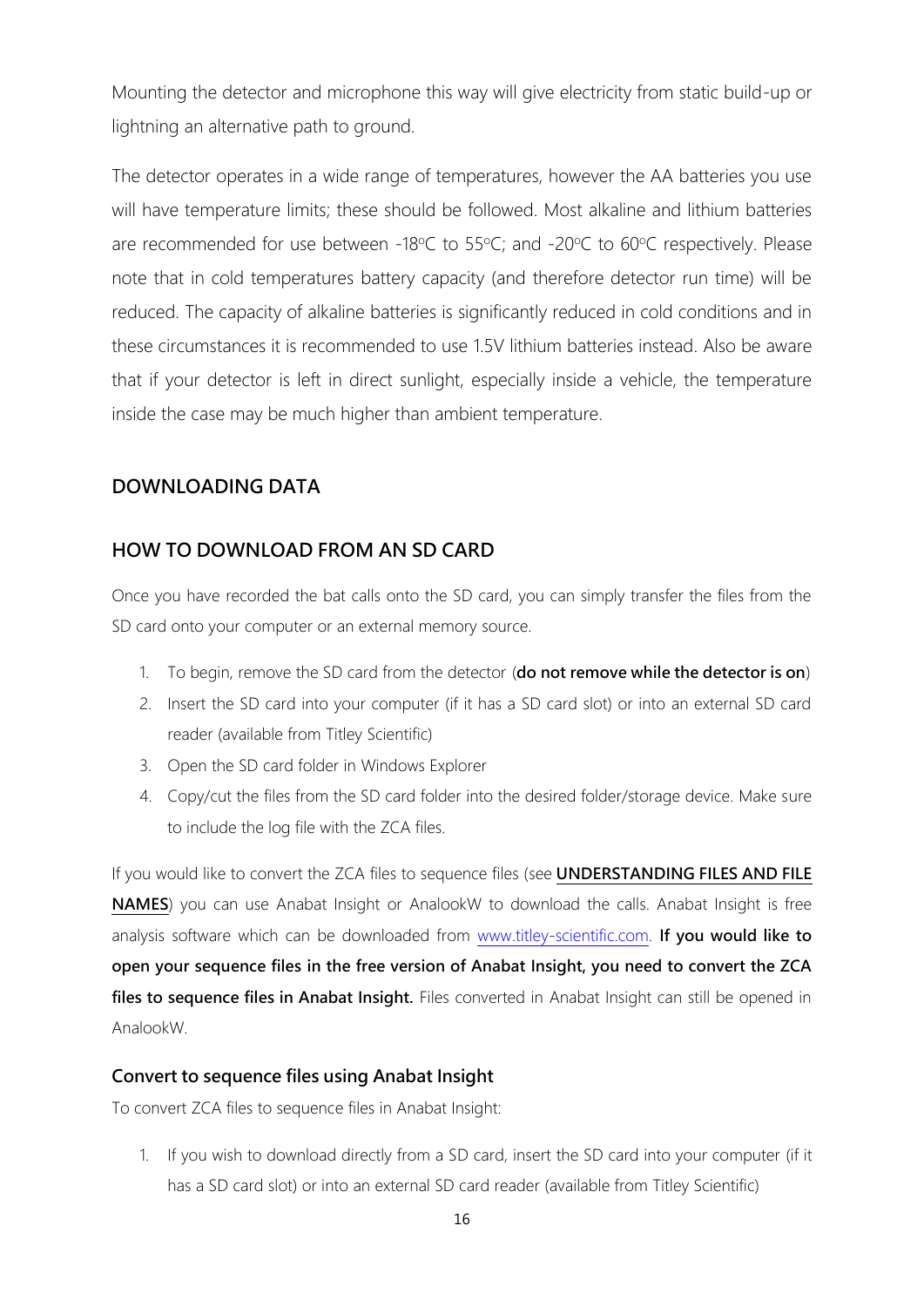Mounting the detector and microphone this way will give electricity from static build-up or lightning an alternative path to ground.

The detector operates in a wide range of temperatures, however the AA batteries you use will have temperature limits; these should be followed. Most alkaline and lithium batteries are recommended for use between -18ºC to 55ºC; and -20ºC to 60ºC respectively. Please note that in cold temperatures battery capacity (and therefore detector run time) will be reduced. The capacity of alkaline batteries is significantly reduced in cold conditions and in these circumstances it is recommended to use 1.5V lithium batteries instead. Also be aware that if your detector is left in direct sunlight, especially inside a vehicle, the temperature inside the case may be much higher than ambient temperature.

## DOWNLOADING DATA

## HOW TO DOWNLOAD FROM AN SD CARD

Once you have recorded the bat calls onto the SD card, you can simply transfer the files from the SD card onto your computer or an external memory source.

1. To begin, remove the SD card from the detector (**do not remove while the detector is on**)
2. Insert the SD card into your computer (if it has a SD card slot) or into an external SD card reader (available from Titley Scientific)
3. Open the SD card folder in Windows Explorer
4. Copy/cut the files from the SD card folder into the desired folder/storage device. Make sure to include the log file with the ZCA files.

If you would like to convert the ZCA files to sequence files (see **UNDERSTANDING FILES AND FILE NAMES**) you can use Anabat Insight or AnalookW to download the calls. Anabat Insight is free analysis software which can be downloaded from www.titley-scientific.com. **If you would like to open your sequence files in the free version of Anabat Insight, you need to convert the ZCA files to sequence files in Anabat Insight.** Files converted in Anabat Insight can still be opened in AnalookW.

### Convert to sequence files using Anabat Insight

To convert ZCA files to sequence files in Anabat Insight:

1. If you wish to download directly from a SD card, insert the SD card into your computer (if it has a SD card slot) or into an external SD card reader (available from Titley Scientific)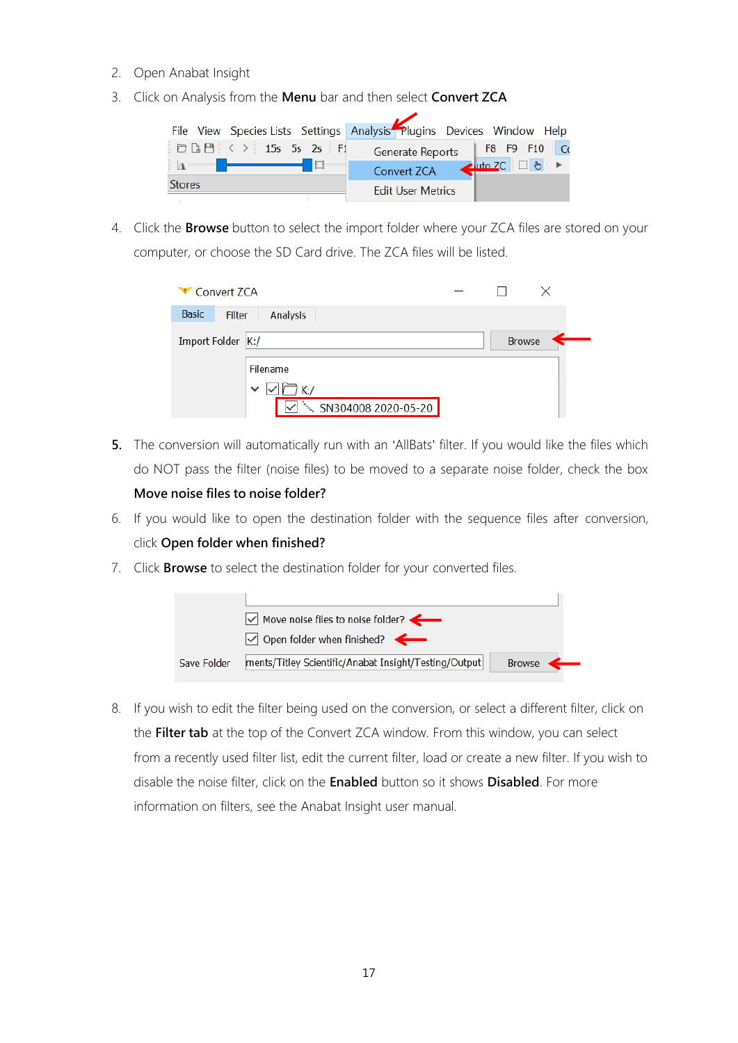2. Open Anabat Insight
3. Click on Analysis from the **Menu** bar and then select **Convert ZCA**
4. Click the **Browse** button to select the import folder where your ZCA files are stored on your computer, or choose the SD Card drive. The ZCA files will be listed.
5. The conversion will automatically run with an 'AllBats' filter. If you would like the files which do NOT pass the filter (noise files) to be moved to a separate noise folder, check the box **Move noise files to noise folder?**
6. If you would like to open the destination folder with the sequence files after conversion, click **Open folder when finished?**
7. Click **Browse** to select the destination folder for your converted files.
8. If you wish to edit the filter being used on the conversion, or select a different filter, click on the **Filter tab** at the top of the Convert ZCA window. From this window, you can select from a recently used filter list, edit the current filter, load or create a new filter. If you wish to disable the noise filter, click on the **Enabled** button so it shows **Disabled**. For more information on filters, see the Anabat Insight user manual.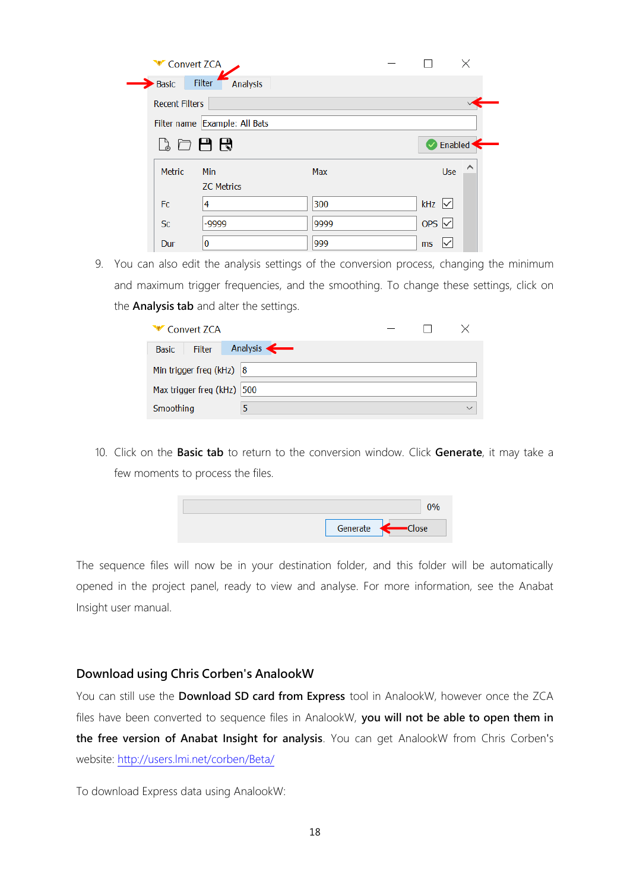9. You can also edit the analysis settings of the conversion process, changing the minimum and maximum trigger frequencies, and the smoothing. To change these settings, click on the **Analysis tab** and alter the settings.

10. Click on the **Basic tab** to return to the conversion window. Click **Generate**, it may take a few moments to process the files.

The sequence files will now be in your destination folder, and this folder will be automatically opened in the project panel, ready to view and analyse. For more information, see the Anabat Insight user manual.

## Download using Chris Corben's AnalookW

You can still use the **Download SD card from Express** tool in AnalookW, however once the ZCA files have been converted to sequence files in AnalookW, **you will not be able to open them in the free version of Anabat Insight for analysis**. You can get AnalookW from Chris Corben's website: http://users.lmi.net/corben/Beta/

To download Express data using AnalookW: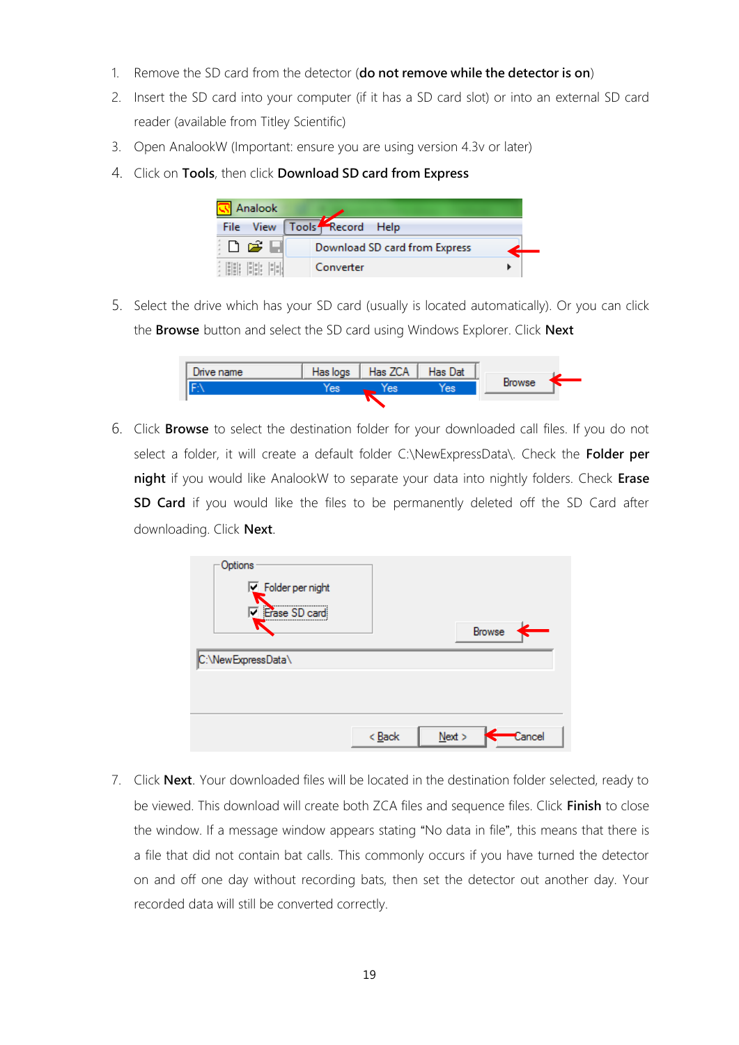1. Remove the SD card from the detector (**do not remove while the detector is on**)
2. Insert the SD card into your computer (if it has a SD card slot) or into an external SD card reader (available from Titley Scientific)
3. Open AnalookW (Important: ensure you are using version 4.3v or later)
4. Click on **Tools**, then click **Download SD card from Express**
5. Select the drive which has your SD card (usually is located automatically). Or you can click the **Browse** button and select the SD card using Windows Explorer. Click **Next**
6. Click **Browse** to select the destination folder for your downloaded call files. If you do not select a folder, it will create a default folder C:\NewExpressData\. Check the **Folder per night** if you would like AnalookW to separate your data into nightly folders. Check **Erase SD Card** if you would like the files to be permanently deleted off the SD Card after downloading. Click **Next**.
7. Click **Next**. Your downloaded files will be located in the destination folder selected, ready to be viewed. This download will create both ZCA files and sequence files. Click **Finish** to close the window. If a message window appears stating "No data in file", this means that there is a file that did not contain bat calls. This commonly occurs if you have turned the detector on and off one day without recording bats, then set the detector out another day. Your recorded data will still be converted correctly.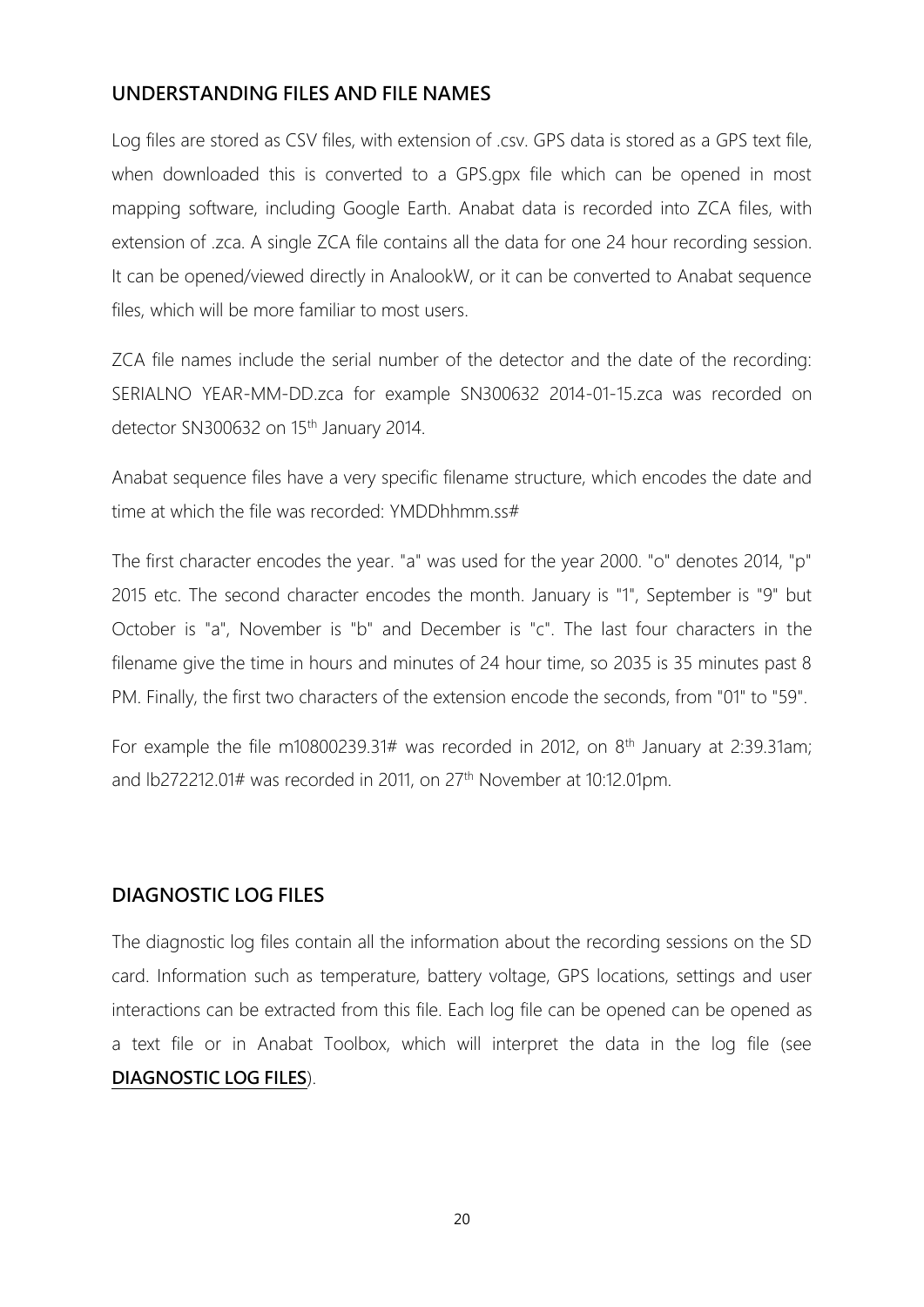## UNDERSTANDING FILES AND FILE NAMES

Log files are stored as CSV files, with extension of .csv. GPS data is stored as a GPS text file, when downloaded this is converted to a GPS.gpx file which can be opened in most mapping software, including Google Earth. Anabat data is recorded into ZCA files, with extension of .zca. A single ZCA file contains all the data for one 24 hour recording session. It can be opened/viewed directly in AnalookW, or it can be converted to Anabat sequence files, which will be more familiar to most users.

ZCA file names include the serial number of the detector and the date of the recording: SERIALNO YEAR-MM-DD.zca for example SN300632 2014-01-15.zca was recorded on detector SN300632 on 15th January 2014.

Anabat sequence files have a very specific filename structure, which encodes the date and time at which the file was recorded: YMDDhhmm.ss#

The first character encodes the year. "a" was used for the year 2000. "o" denotes 2014, "p" 2015 etc. The second character encodes the month. January is "1", September is "9" but October is "a", November is "b" and December is "c". The last four characters in the filename give the time in hours and minutes of 24 hour time, so 2035 is 35 minutes past 8 PM. Finally, the first two characters of the extension encode the seconds, from "01" to "59".

For example the file m10800239.31# was recorded in 2012, on 8th January at 2:39.31am; and lb272212.01# was recorded in 2011, on 27th November at 10:12.01pm.

## DIAGNOSTIC LOG FILES

The diagnostic log files contain all the information about the recording sessions on the SD card. Information such as temperature, battery voltage, GPS locations, settings and user interactions can be extracted from this file. Each log file can be opened can be opened as a text file or in Anabat Toolbox, which will interpret the data in the log file (see **DIAGNOSTIC LOG FILES**).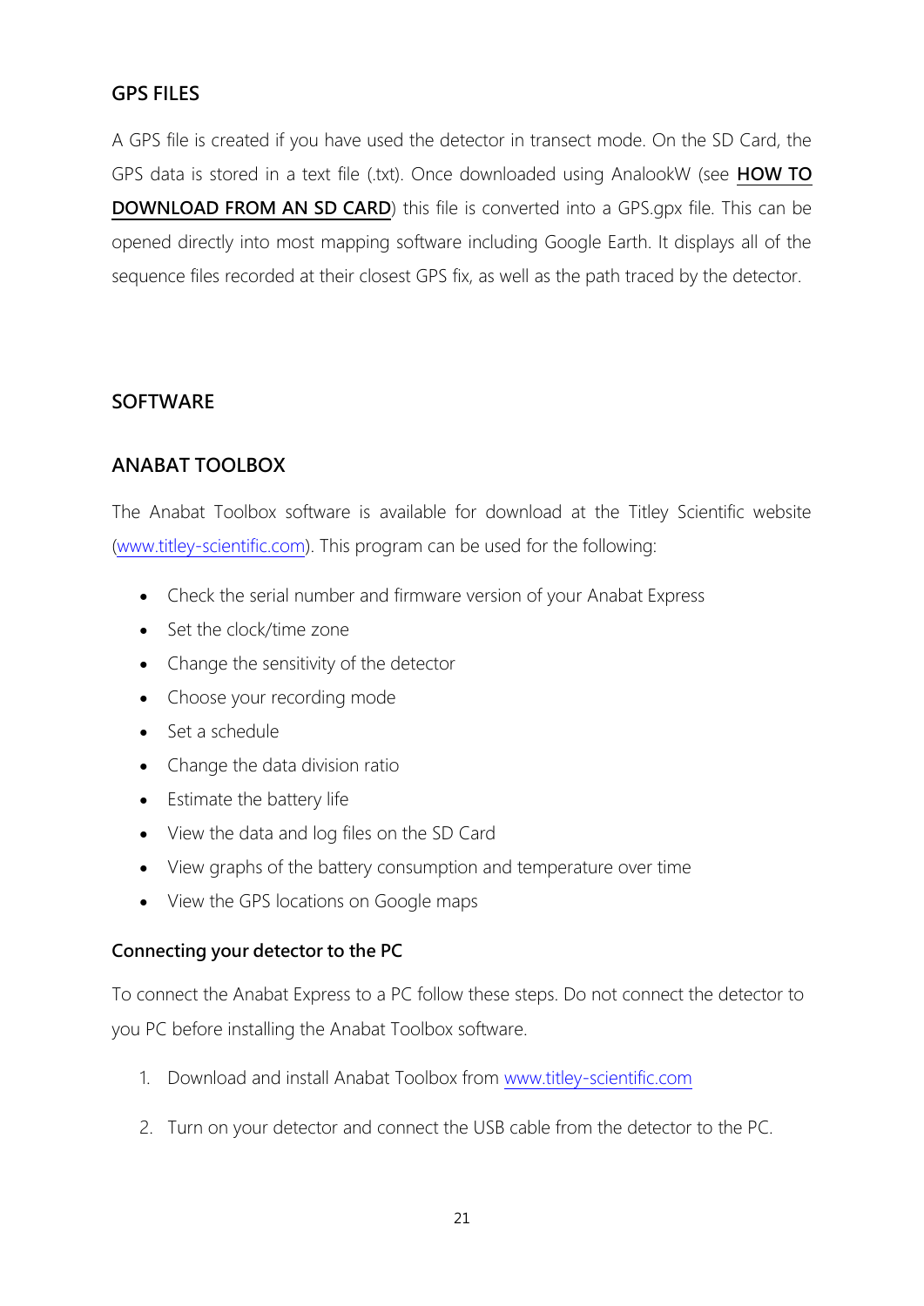## GPS FILES

A GPS file is created if you have used the detector in transect mode. On the SD Card, the GPS data is stored in a text file (.txt). Once downloaded using AnalookW (see **HOW TO DOWNLOAD FROM AN SD CARD**) this file is converted into a GPS.gpx file. This can be opened directly into most mapping software including Google Earth. It displays all of the sequence files recorded at their closest GPS fix, as well as the path traced by the detector.

## SOFTWARE

## ANABAT TOOLBOX

The Anabat Toolbox software is available for download at the Titley Scientific website (www.titley-scientific.com). This program can be used for the following:

- Check the serial number and firmware version of your Anabat Express
- Set the clock/time zone
- Change the sensitivity of the detector
- Choose your recording mode
- Set a schedule
- Change the data division ratio
- Estimate the battery life
- View the data and log files on the SD Card
- View graphs of the battery consumption and temperature over time
- View the GPS locations on Google maps

### Connecting your detector to the PC

To connect the Anabat Express to a PC follow these steps. Do not connect the detector to you PC before installing the Anabat Toolbox software.

1. Download and install Anabat Toolbox from www.titley-scientific.com
2. Turn on your detector and connect the USB cable from the detector to the PC.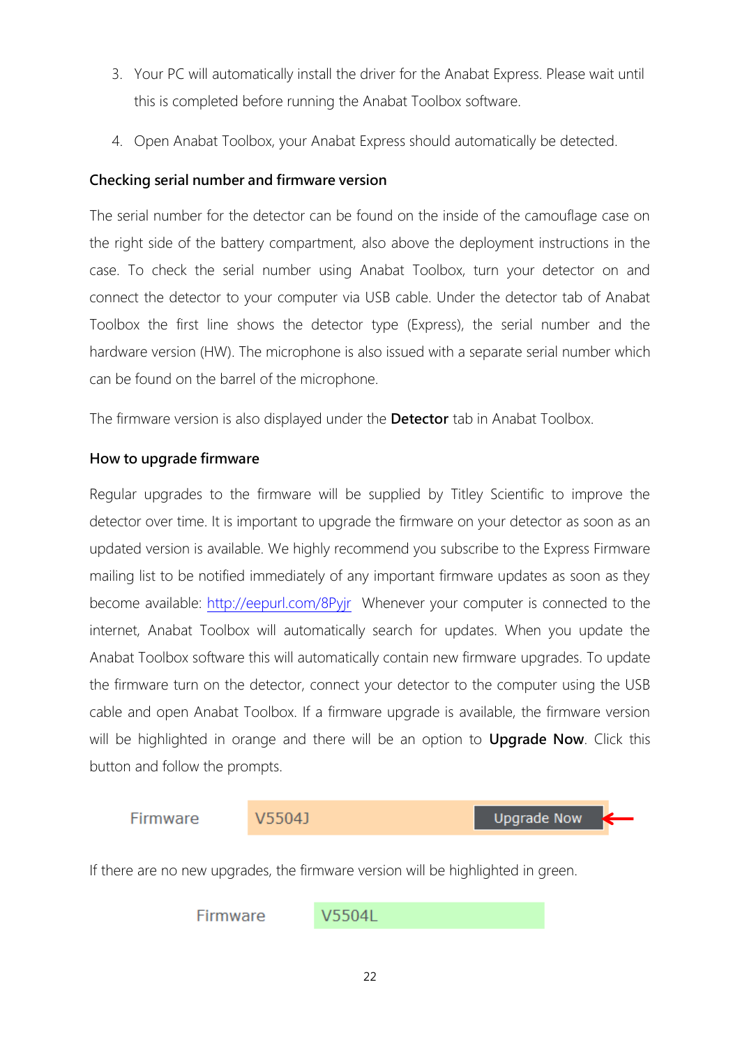3. Your PC will automatically install the driver for the Anabat Express. Please wait until this is completed before running the Anabat Toolbox software.
4. Open Anabat Toolbox, your Anabat Express should automatically be detected.

### Checking serial number and firmware version

The serial number for the detector can be found on the inside of the camouflage case on the right side of the battery compartment, also above the deployment instructions in the case. To check the serial number using Anabat Toolbox, turn your detector on and connect the detector to your computer via USB cable. Under the detector tab of Anabat Toolbox the first line shows the detector type (Express), the serial number and the hardware version (HW). The microphone is also issued with a separate serial number which can be found on the barrel of the microphone.

The firmware version is also displayed under the **Detector** tab in Anabat Toolbox.

### How to upgrade firmware

Regular upgrades to the firmware will be supplied by Titley Scientific to improve the detector over time. It is important to upgrade the firmware on your detector as soon as an updated version is available. We highly recommend you subscribe to the Express Firmware mailing list to be notified immediately of any important firmware updates as soon as they become available: http://eepurl.com/8Pyjr Whenever your computer is connected to the internet, Anabat Toolbox will automatically search for updates. When you update the Anabat Toolbox software this will automatically contain new firmware upgrades. To update the firmware turn on the detector, connect your detector to the computer using the USB cable and open Anabat Toolbox. If a firmware upgrade is available, the firmware version will be highlighted in orange and there will be an option to **Upgrade Now**. Click this button and follow the prompts.

Firmware V5504J Upgrade Now

If there are no new upgrades, the firmware version will be highlighted in green.

Firmware V5504L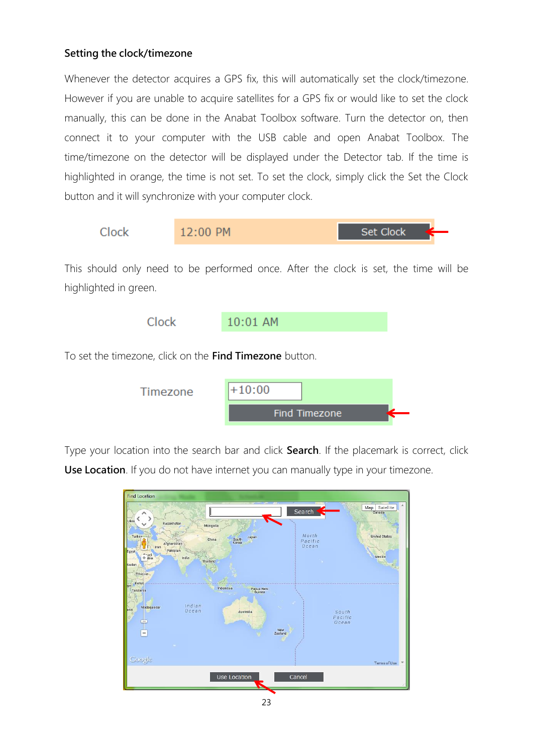### Setting the clock/timezone

Whenever the detector acquires a GPS fix, this will automatically set the clock/timezone. However if you are unable to acquire satellites for a GPS fix or would like to set the clock manually, this can be done in the Anabat Toolbox software. Turn the detector on, then connect it to your computer with the USB cable and open Anabat Toolbox. The time/timezone on the detector will be displayed under the Detector tab. If the time is highlighted in orange, the time is not set. To set the clock, simply click the Set the Clock button and it will synchronize with your computer clock.

Clock 12:00 PM Set Clock

This should only need to be performed once. After the clock is set, the time will be highlighted in green.

Clock 10:01 AM

To set the timezone, click on the **Find Timezone** button.

Timezone +10:00 Find Timezone

Type your location into the search bar and click **Search**. If the placemark is correct, click **Use Location**. If you do not have internet you can manually type in your timezone.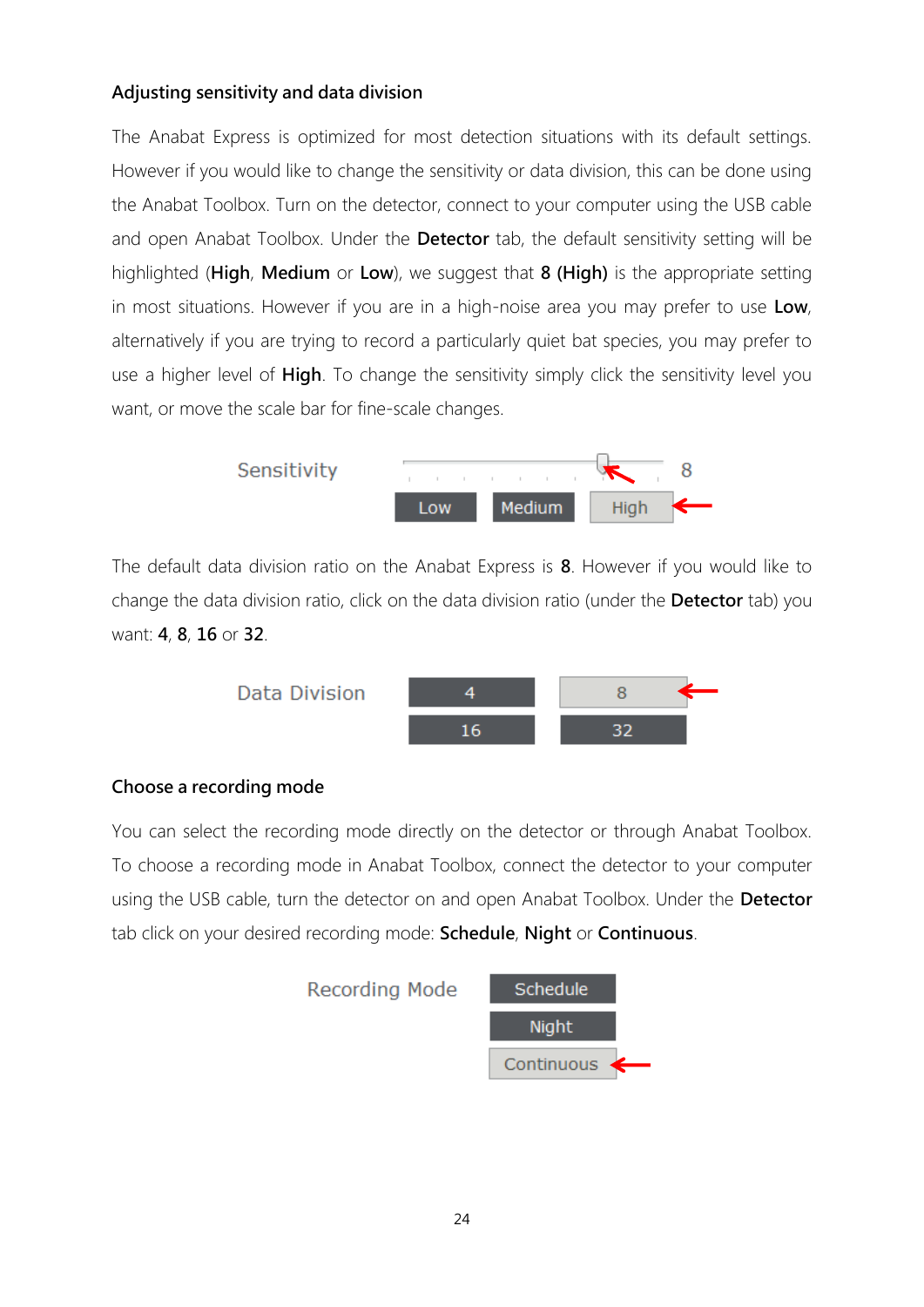### Adjusting sensitivity and data division

The Anabat Express is optimized for most detection situations with its default settings. However if you would like to change the sensitivity or data division, this can be done using the Anabat Toolbox. Turn on the detector, connect to your computer using the USB cable and open Anabat Toolbox. Under the **Detector** tab, the default sensitivity setting will be highlighted (**High**, **Medium** or **Low**), we suggest that **8 (High)** is the appropriate setting in most situations. However if you are in a high-noise area you may prefer to use **Low**, alternatively if you are trying to record a particularly quiet bat species, you may prefer to use a higher level of **High**. To change the sensitivity simply click the sensitivity level you want, or move the scale bar for fine-scale changes.

Sensitivity
8
Low
Medium
High

The default data division ratio on the Anabat Express is **8**. However if you would like to change the data division ratio, click on the data division ratio (under the **Detector** tab) you want: **4**, **8**, **16** or **32**.

Data Division
4
8
16
32

### Choose a recording mode

You can select the recording mode directly on the detector or through Anabat Toolbox. To choose a recording mode in Anabat Toolbox, connect the detector to your computer using the USB cable, turn the detector on and open Anabat Toolbox. Under the **Detector** tab click on your desired recording mode: **Schedule**, **Night** or **Continuous**.

Recording Mode
Schedule
Night
Continuous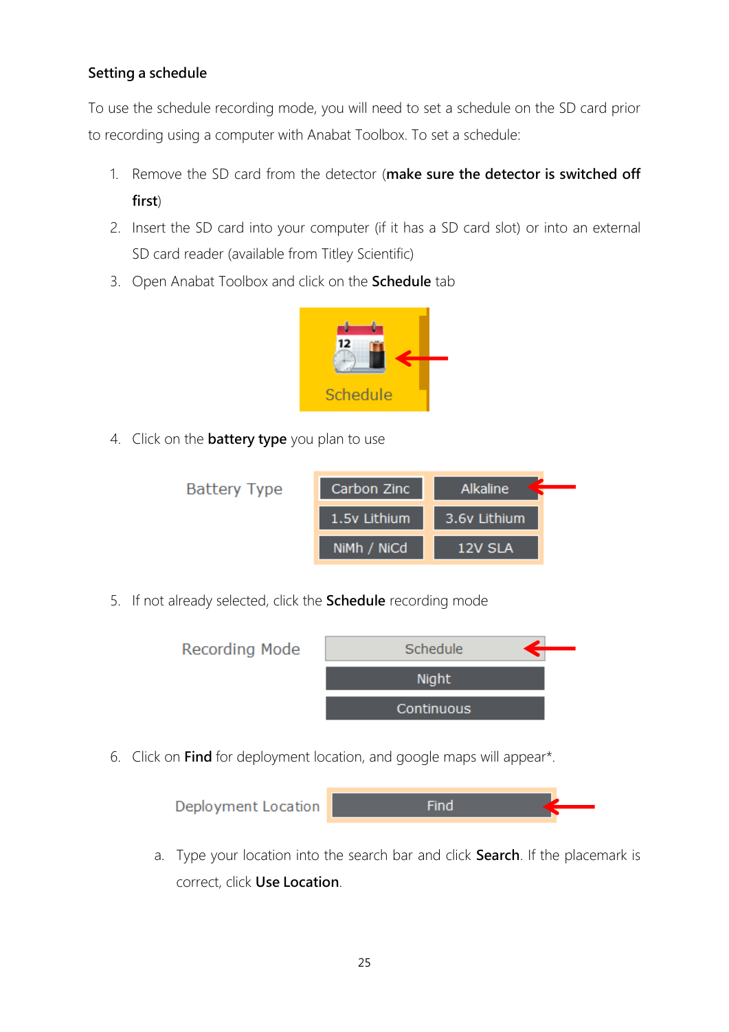### Setting a schedule

To use the schedule recording mode, you will need to set a schedule on the SD card prior to recording using a computer with Anabat Toolbox. To set a schedule:

1. Remove the SD card from the detector (**make sure the detector is switched off first**)
2. Insert the SD card into your computer (if it has a SD card slot) or into an external SD card reader (available from Titley Scientific)
3. Open Anabat Toolbox and click on the **Schedule** tab

Schedule

4. Click on the **battery type** you plan to use

Battery Type

| | |
|---|---|
| Carbon Zinc | Alkaline |
| 1.5v Lithium | 3.6v Lithium |
| NiMh / NiCd | 12V SLA |

5. If not already selected, click the **Schedule** recording mode

Recording Mode

Schedule

Night

Continuous

6. Click on **Find** for deployment location, and google maps will appear*.

Deployment Location

Find

   a. Type your location into the search bar and click **Search**. If the placemark is correct, click **Use Location**.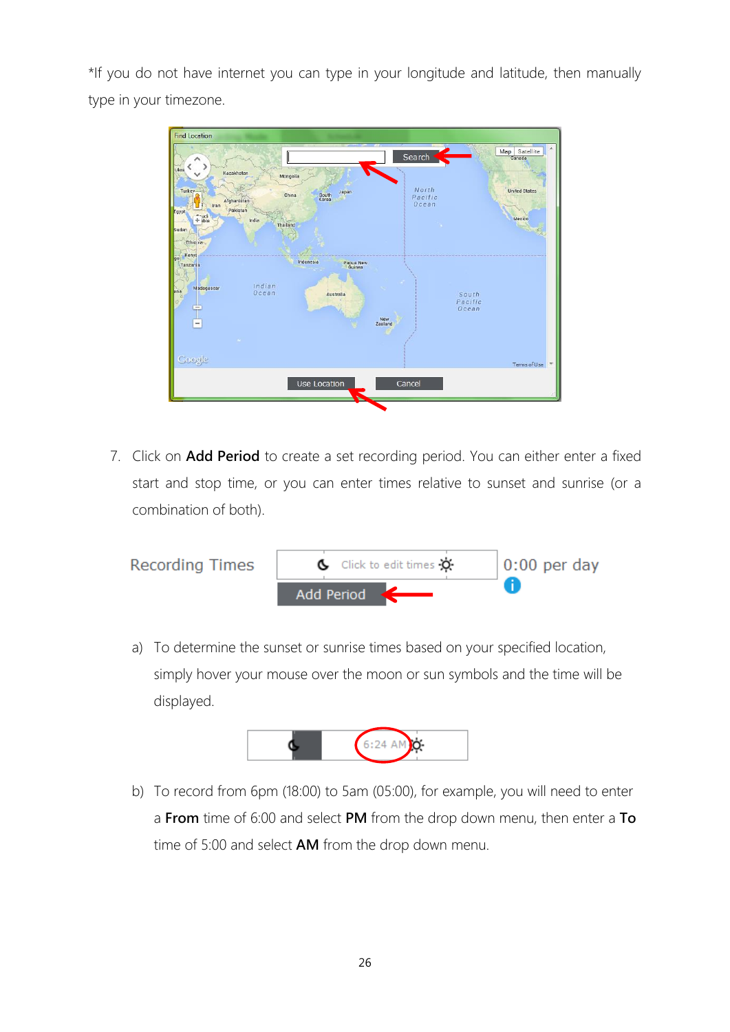*If you do not have internet you can type in your longitude and latitude, then manually type in your timezone.

7. Click on **Add Period** to create a set recording period. You can either enter a fixed start and stop time, or you can enter times relative to sunset and sunrise (or a combination of both).

   a) To determine the sunset or sunrise times based on your specified location, simply hover your mouse over the moon or sun symbols and the time will be displayed.

   b) To record from 6pm (18:00) to 5am (05:00), for example, you will need to enter a **From** time of 6:00 and select **PM** from the drop down menu, then enter a **To** time of 5:00 and select **AM** from the drop down menu.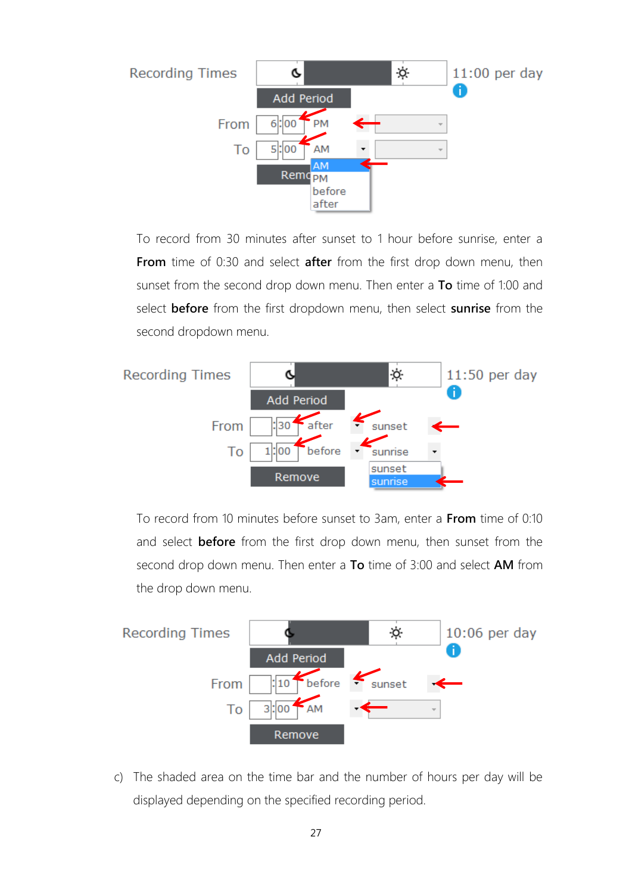Recording Times 11:00 per day

Add Period

From 6:00 PM

To 5:00 AM

AM
PM
before
after

To record from 30 minutes after sunset to 1 hour before sunrise, enter a **From** time of 0:30 and select **after** from the first drop down menu, then sunset from the second drop down menu. Then enter a **To** time of 1:00 and select **before** from the first dropdown menu, then select **sunrise** from the second dropdown menu.

Recording Times 11:50 per day

Add Period

From :30 after sunset

To 1:00 before sunrise

sunset
sunrise

Remove

To record from 10 minutes before sunset to 3am, enter a **From** time of 0:10 and select **before** from the first drop down menu, then sunset from the second drop down menu. Then enter a **To** time of 3:00 and select **AM** from the drop down menu.

Recording Times 10:06 per day

Add Period

From :10 before sunset

To 3:00 AM

Remove

c) The shaded area on the time bar and the number of hours per day will be displayed depending on the specified recording period.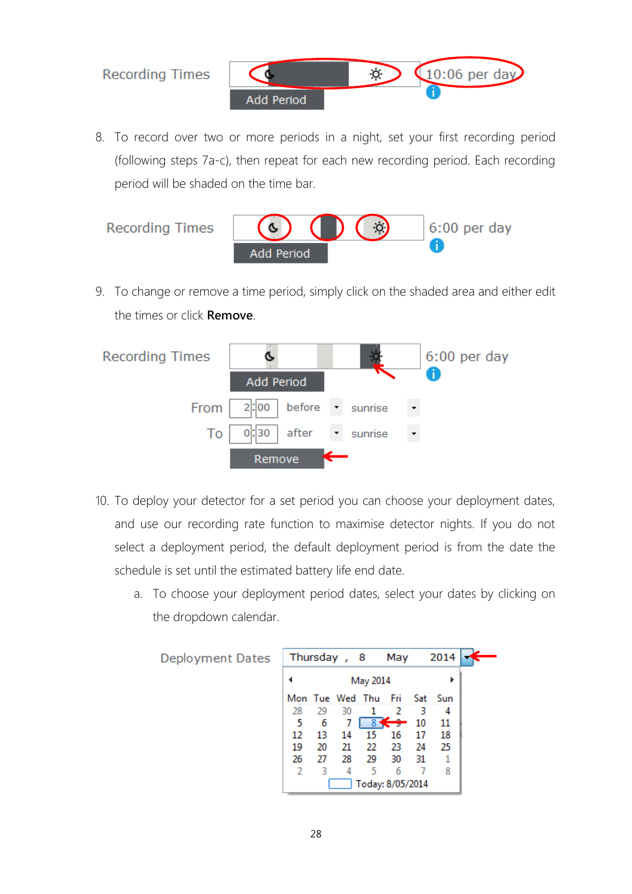Recording Times

Add Period

10:06 per day

8. To record over two or more periods in a night, set your first recording period (following steps 7a-c), then repeat for each new recording period. Each recording period will be shaded on the time bar.

Recording Times

Add Period

6:00 per day

9. To change or remove a time period, simply click on the shaded area and either edit the times or click **Remove**.

Recording Times

Add Period

6:00 per day

From 2 : 00 before sunrise

To 0 : 30 after sunrise

Remove

10. To deploy your detector for a set period you can choose your deployment dates, and use our recording rate function to maximise detector nights. If you do not select a deployment period, the default deployment period is from the date the schedule is set until the estimated battery life end date.

    a. To choose your deployment period dates, select your dates by clicking on the dropdown calendar.

Deployment Dates

Thursday , 8 May 2014

May 2014

| Mon | Tue | Wed | Thu | Fri | Sat | Sun |
|---|---|---|---|---|---|---|
| 28 | 29 | 30 | 1 | 2 | 3 | 4 |
| 5 | 6 | 7 | 8 | 9 | 10 | 11 |
| 12 | 13 | 14 | 15 | 16 | 17 | 18 |
| 19 | 20 | 21 | 22 | 23 | 24 | 25 |
| 26 | 27 | 28 | 29 | 30 | 31 | 1 |
| 2 | 3 | 4 | 5 | 6 | 7 | 8 |

Today: 8/05/2014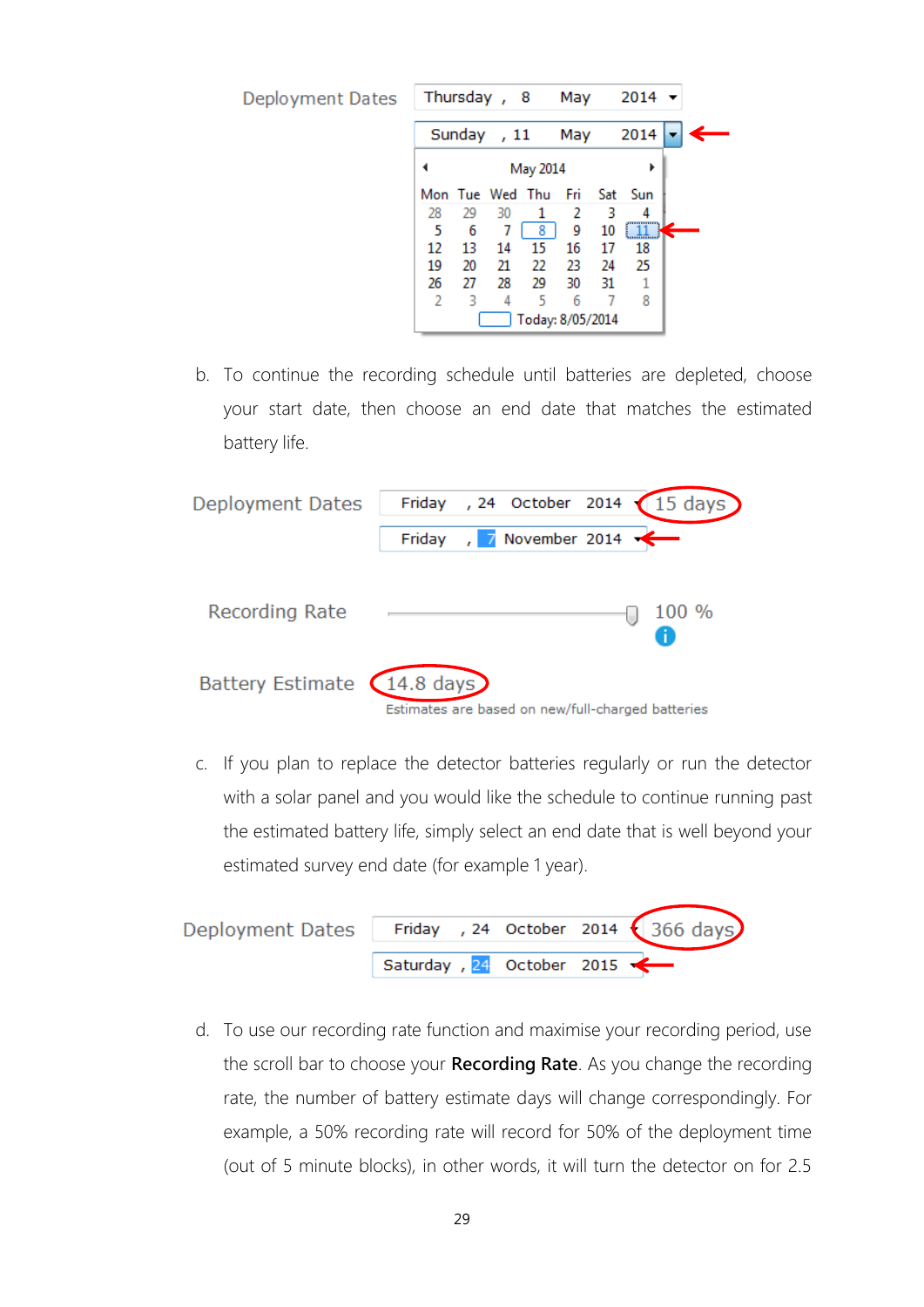Deployment Dates

Thursday , 8 May 2014

Sunday , 11 May 2014

May 2014

| Mon | Tue | Wed | Thu | Fri | Sat | Sun |
|---|---|---|---|---|---|---|
| 28 | 29 | 30 | 1 | 2 | 3 | 4 |
| 5 | 6 | 7 | 8 | 9 | 10 | 11 |
| 12 | 13 | 14 | 15 | 16 | 17 | 18 |
| 19 | 20 | 21 | 22 | 23 | 24 | 25 |
| 26 | 27 | 28 | 29 | 30 | 31 | 1 |
| 2 | 3 | 4 | 5 | 6 | 7 | 8 |

Today: 8/05/2014

b. To continue the recording schedule until batteries are depleted, choose your start date, then choose an end date that matches the estimated battery life.

Deployment Dates

Friday , 24 October 2014

Friday , 7 November 2014

15 days

Recording Rate

100 %

Battery Estimate

14.8 days

Estimates are based on new/full-charged batteries

c. If you plan to replace the detector batteries regularly or run the detector with a solar panel and you would like the schedule to continue running past the estimated battery life, simply select an end date that is well beyond your estimated survey end date (for example 1 year).

Deployment Dates

Friday , 24 October 2014

Saturday , 24 October 2015

366 days

d. To use our recording rate function and maximise your recording period, use the scroll bar to choose your **Recording Rate**. As you change the recording rate, the number of battery estimate days will change correspondingly. For example, a 50% recording rate will record for 50% of the deployment time (out of 5 minute blocks), in other words, it will turn the detector on for 2.5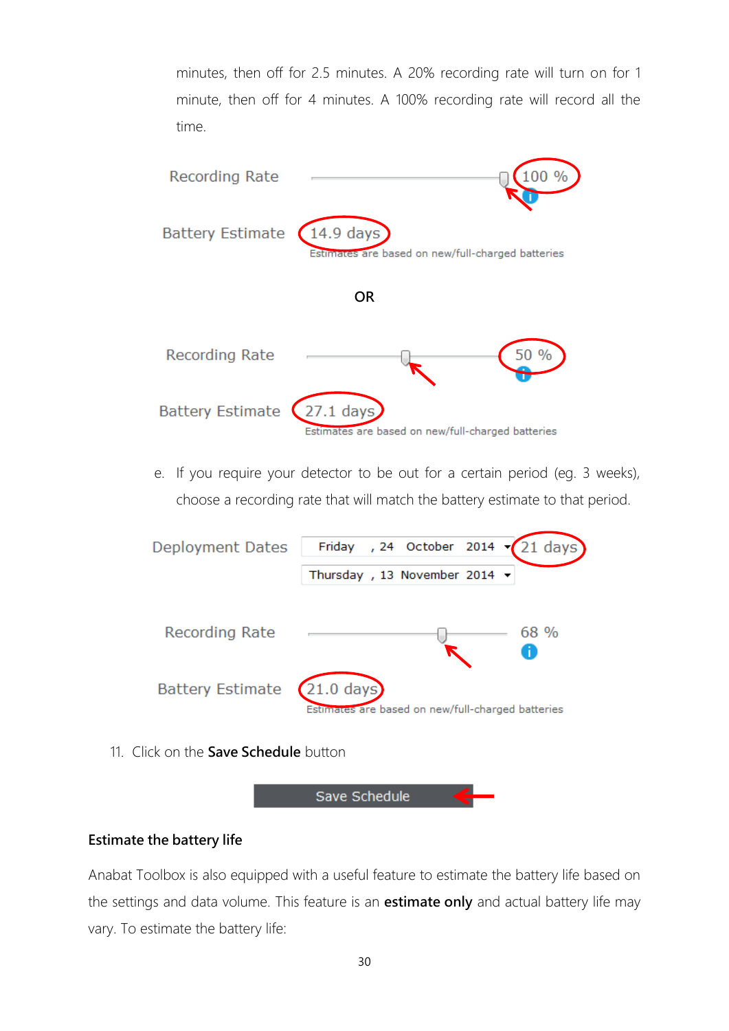minutes, then off for 2.5 minutes. A 20% recording rate will turn on for 1 minute, then off for 4 minutes. A 100% recording rate will record all the time.

Recording Rate 100 %

Battery Estimate 14.9 days

Estimates are based on new/full-charged batteries

OR

Recording Rate 50 %

Battery Estimate 27.1 days

Estimates are based on new/full-charged batteries

e. If you require your detector to be out for a certain period (eg. 3 weeks), choose a recording rate that will match the battery estimate to that period.

Deployment Dates Friday , 24 October 2014 21 days

Thursday , 13 November 2014

Recording Rate 68 %

Battery Estimate 21.0 days

Estimates are based on new/full-charged batteries

11. Click on the **Save Schedule** button

Save Schedule

**Estimate the battery life**

Anabat Toolbox is also equipped with a useful feature to estimate the battery life based on the settings and data volume. This feature is an **estimate only** and actual battery life may vary. To estimate the battery life: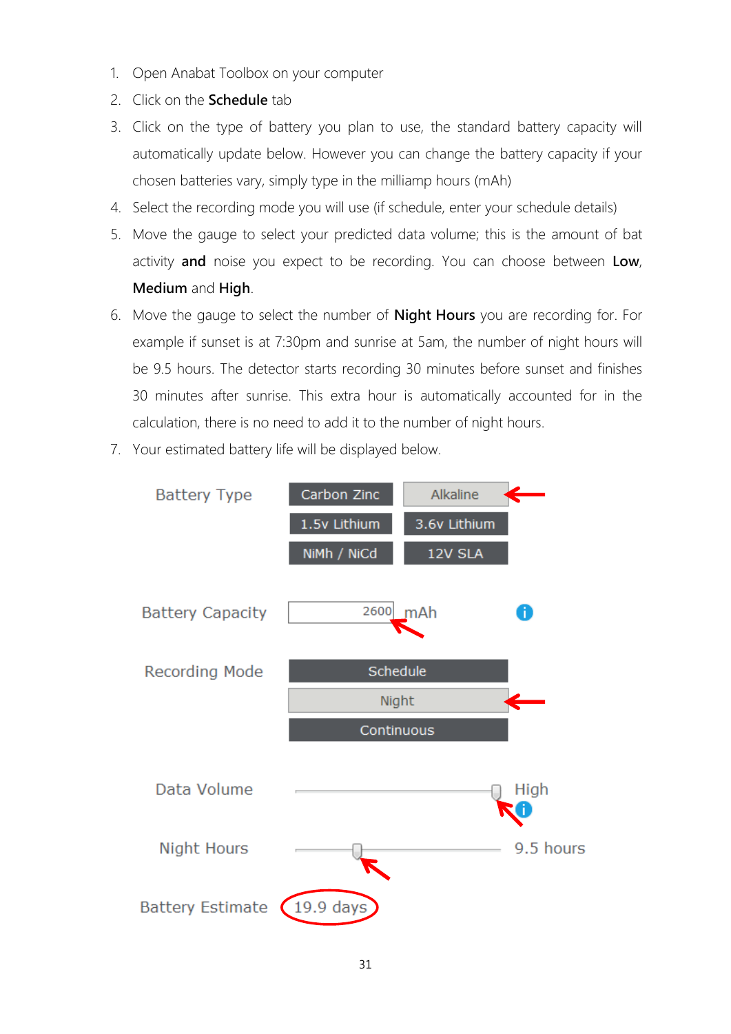1. Open Anabat Toolbox on your computer
2. Click on the **Schedule** tab
3. Click on the type of battery you plan to use, the standard battery capacity will automatically update below. However you can change the battery capacity if your chosen batteries vary, simply type in the milliamp hours (mAh)
4. Select the recording mode you will use (if schedule, enter your schedule details)
5. Move the gauge to select your predicted data volume; this is the amount of bat activity **and** noise you expect to be recording. You can choose between **Low**, **Medium** and **High**.
6. Move the gauge to select the number of **Night Hours** you are recording for. For example if sunset is at 7:30pm and sunrise at 5am, the number of night hours will be 9.5 hours. The detector starts recording 30 minutes before sunset and finishes 30 minutes after sunrise. This extra hour is automatically accounted for in the calculation, there is no need to add it to the number of night hours.
7. Your estimated battery life will be displayed below.

Battery Type

Carbon Zinc

Alkaline

1.5v Lithium

3.6v Lithium

NiMh / NiCd

12V SLA

Battery Capacity

2600 mAh

Recording Mode

Schedule

Night

Continuous

Data Volume

High

Night Hours

9.5 hours

Battery Estimate

19.9 days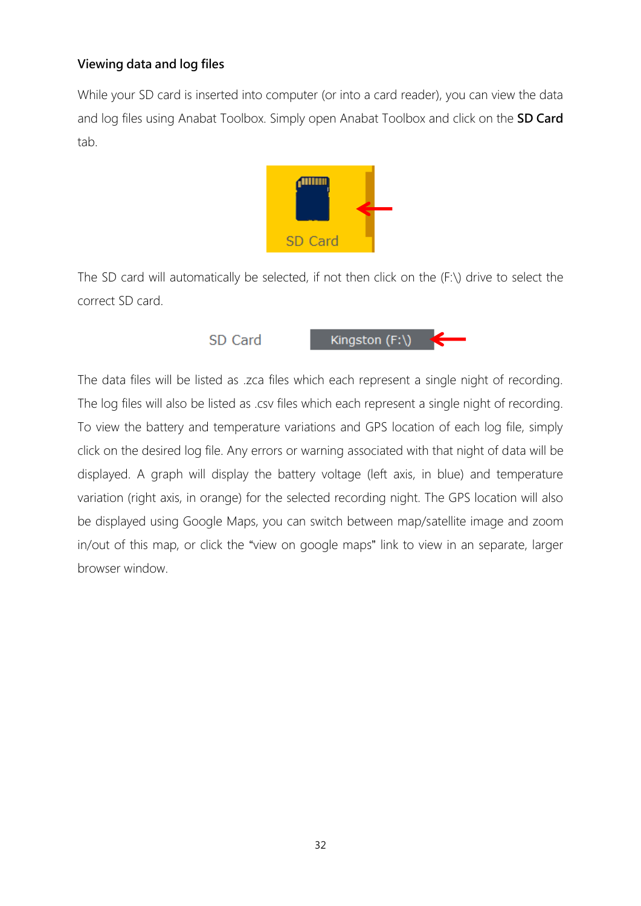### Viewing data and log files

While your SD card is inserted into computer (or into a card reader), you can view the data and log files using Anabat Toolbox. Simply open Anabat Toolbox and click on the **SD Card** tab.

SD Card

The SD card will automatically be selected, if not then click on the (F:\) drive to select the correct SD card.

SD Card Kingston (F:\)

The data files will be listed as .zca files which each represent a single night of recording. The log files will also be listed as .csv files which each represent a single night of recording. To view the battery and temperature variations and GPS location of each log file, simply click on the desired log file. Any errors or warning associated with that night of data will be displayed. A graph will display the battery voltage (left axis, in blue) and temperature variation (right axis, in orange) for the selected recording night. The GPS location will also be displayed using Google Maps, you can switch between map/satellite image and zoom in/out of this map, or click the "view on google maps" link to view in an separate, larger browser window.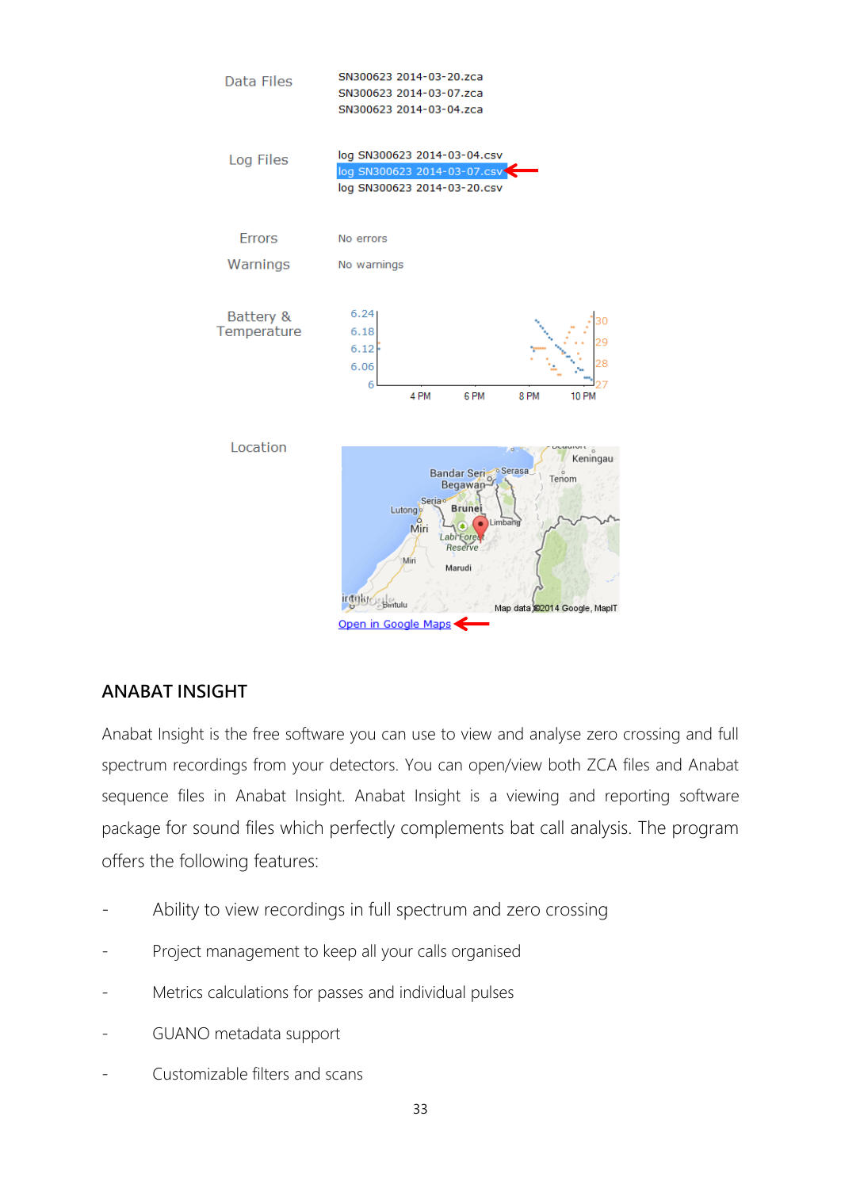Data Files

SN300623 2014-03-20.zca
SN300623 2014-03-07.zca
SN300623 2014-03-04.zca

Log Files

log SN300623 2014-03-04.csv
log SN300623 2014-03-07.csv
log SN300623 2014-03-20.csv

Errors — No errors

Warnings — No warnings

Battery & Temperature

6.24
6.18
6.12
6.06
6
4 PM
6 PM
8 PM
10 PM
30
29
28
27

Location

Open in Google Maps

## ANABAT INSIGHT

Anabat Insight is the free software you can use to view and analyse zero crossing and full spectrum recordings from your detectors. You can open/view both ZCA files and Anabat sequence files in Anabat Insight. Anabat Insight is a viewing and reporting software package for sound files which perfectly complements bat call analysis. The program offers the following features:

- Ability to view recordings in full spectrum and zero crossing
- Project management to keep all your calls organised
- Metrics calculations for passes and individual pulses
- GUANO metadata support
- Customizable filters and scans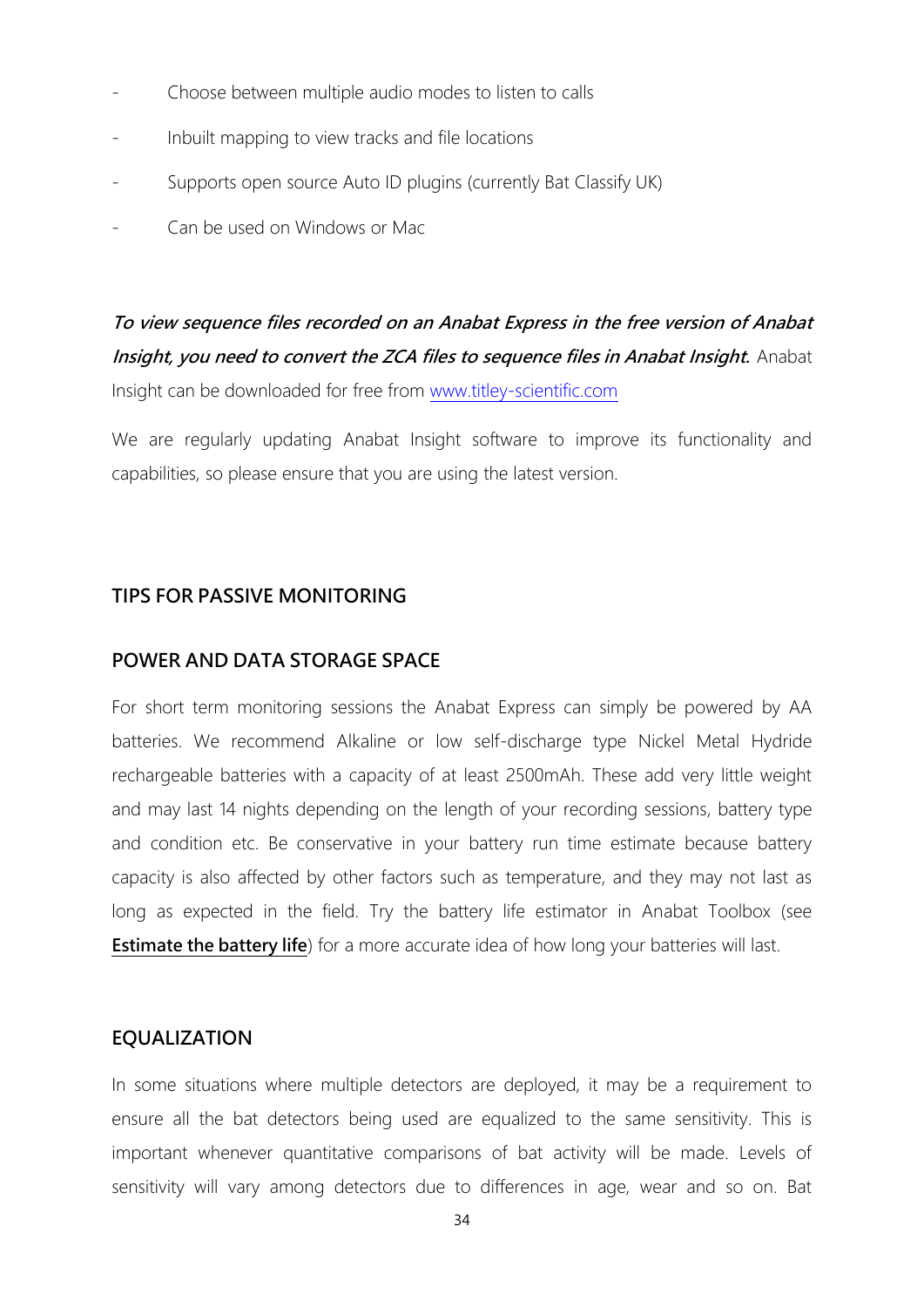- Choose between multiple audio modes to listen to calls
- Inbuilt mapping to view tracks and file locations
- Supports open source Auto ID plugins (currently Bat Classify UK)
- Can be used on Windows or Mac

***To view sequence files recorded on an Anabat Express in the free version of Anabat Insight, you need to convert the ZCA files to sequence files in Anabat Insight.*** Anabat Insight can be downloaded for free from [www.titley-scientific.com](www.titley-scientific.com)

We are regularly updating Anabat Insight software to improve its functionality and capabilities, so please ensure that you are using the latest version.

## TIPS FOR PASSIVE MONITORING

## POWER AND DATA STORAGE SPACE

For short term monitoring sessions the Anabat Express can simply be powered by AA batteries. We recommend Alkaline or low self-discharge type Nickel Metal Hydride rechargeable batteries with a capacity of at least 2500mAh. These add very little weight and may last 14 nights depending on the length of your recording sessions, battery type and condition etc. Be conservative in your battery run time estimate because battery capacity is also affected by other factors such as temperature, and they may not last as long as expected in the field. Try the battery life estimator in Anabat Toolbox (see **Estimate the battery life**) for a more accurate idea of how long your batteries will last.

## EQUALIZATION

In some situations where multiple detectors are deployed, it may be a requirement to ensure all the bat detectors being used are equalized to the same sensitivity. This is important whenever quantitative comparisons of bat activity will be made. Levels of sensitivity will vary among detectors due to differences in age, wear and so on. Bat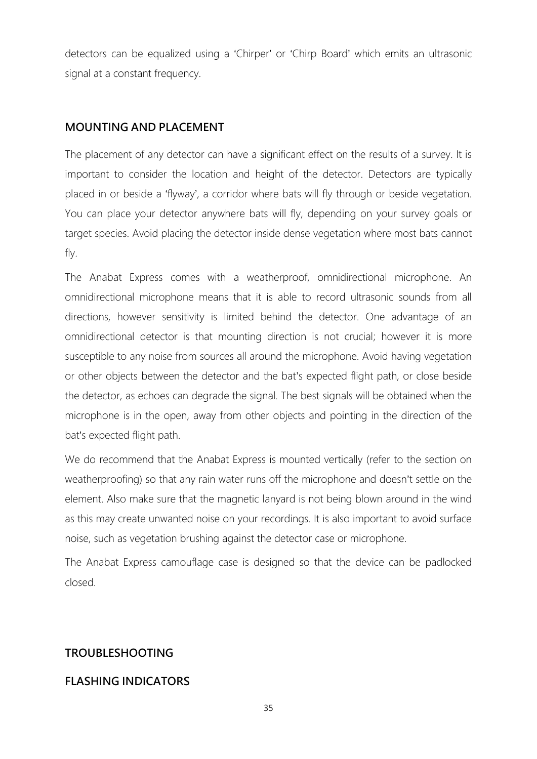detectors can be equalized using a ‘Chirper’ or ‘Chirp Board’ which emits an ultrasonic signal at a constant frequency.

## MOUNTING AND PLACEMENT

The placement of any detector can have a significant effect on the results of a survey. It is important to consider the location and height of the detector. Detectors are typically placed in or beside a ‘flyway’, a corridor where bats will fly through or beside vegetation. You can place your detector anywhere bats will fly, depending on your survey goals or target species. Avoid placing the detector inside dense vegetation where most bats cannot fly.

The Anabat Express comes with a weatherproof, omnidirectional microphone. An omnidirectional microphone means that it is able to record ultrasonic sounds from all directions, however sensitivity is limited behind the detector. One advantage of an omnidirectional detector is that mounting direction is not crucial; however it is more susceptible to any noise from sources all around the microphone. Avoid having vegetation or other objects between the detector and the bat’s expected flight path, or close beside the detector, as echoes can degrade the signal. The best signals will be obtained when the microphone is in the open, away from other objects and pointing in the direction of the bat’s expected flight path.

We do recommend that the Anabat Express is mounted vertically (refer to the section on weatherproofing) so that any rain water runs off the microphone and doesn’t settle on the element. Also make sure that the magnetic lanyard is not being blown around in the wind as this may create unwanted noise on your recordings. It is also important to avoid surface noise, such as vegetation brushing against the detector case or microphone.

The Anabat Express camouflage case is designed so that the device can be padlocked closed.

## TROUBLESHOOTING

## FLASHING INDICATORS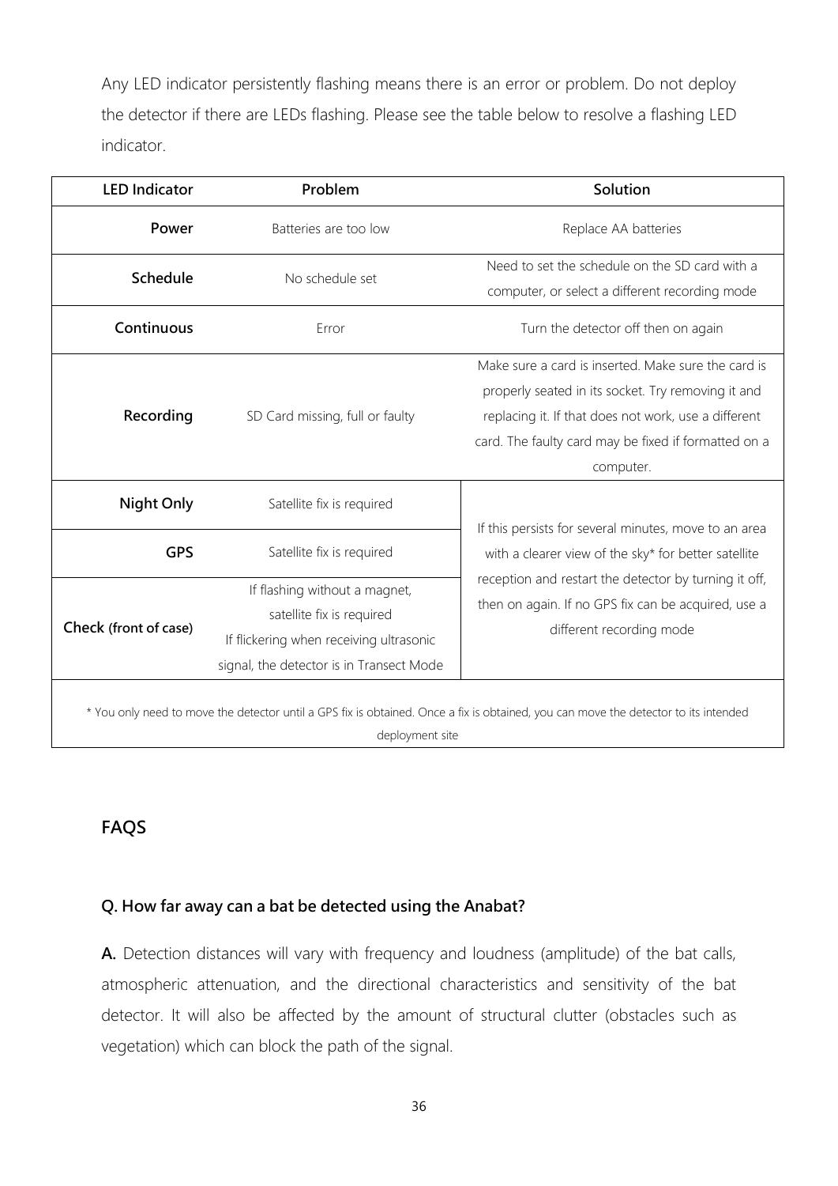Any LED indicator persistently flashing means there is an error or problem. Do not deploy the detector if there are LEDs flashing. Please see the table below to resolve a flashing LED indicator.

| LED Indicator | Problem | Solution |
|---|---|---|
| **Power** | Batteries are too low | Replace AA batteries |
| **Schedule** | No schedule set | Need to set the schedule on the SD card with a computer, or select a different recording mode |
| **Continuous** | Error | Turn the detector off then on again |
| **Recording** | SD Card missing, full or faulty | Make sure a card is inserted. Make sure the card is properly seated in its socket. Try removing it and replacing it. If that does not work, use a different card. The faulty card may be fixed if formatted on a computer. |
| **Night Only** | Satellite fix is required | If this persists for several minutes, move to an area with a clearer view of the sky* for better satellite reception and restart the detector by turning it off, then on again. If no GPS fix can be acquired, use a different recording mode |
| **GPS** | Satellite fix is required | |
| **Check (front of case)** | If flashing without a magnet, satellite fix is required<br>If flickering when receiving ultrasonic signal, the detector is in Transect Mode | |

\* You only need to move the detector until a GPS fix is obtained. Once a fix is obtained, you can move the detector to its intended deployment site

## FAQS

### Q. How far away can a bat be detected using the Anabat?

**A.** Detection distances will vary with frequency and loudness (amplitude) of the bat calls, atmospheric attenuation, and the directional characteristics and sensitivity of the bat detector. It will also be affected by the amount of structural clutter (obstacles such as vegetation) which can block the path of the signal.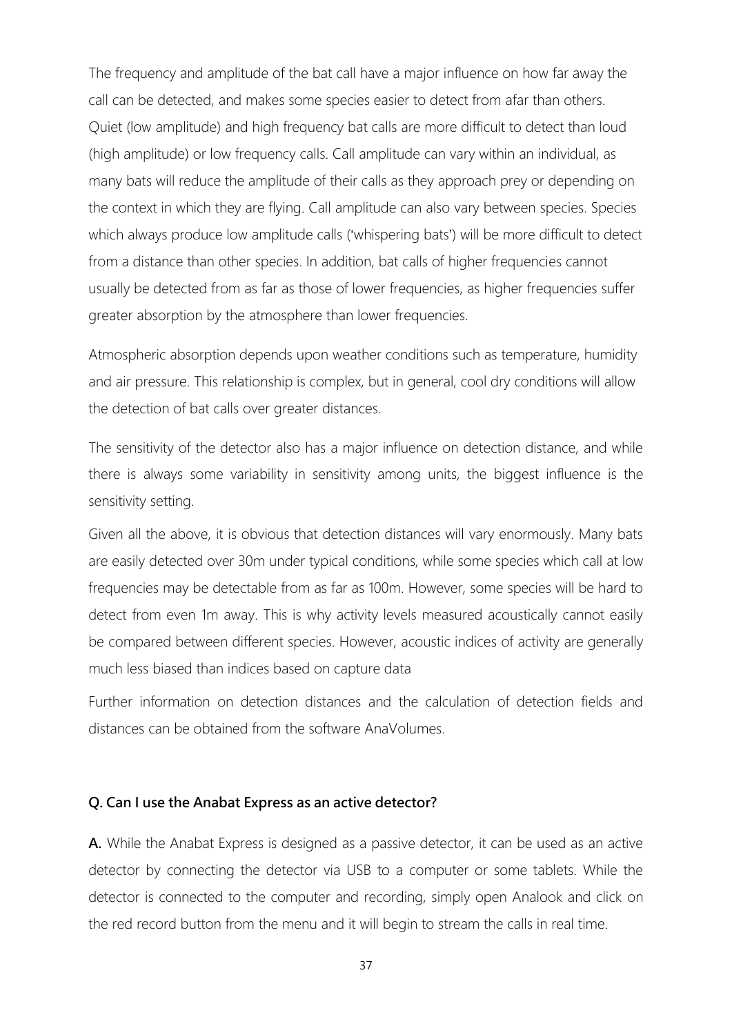The frequency and amplitude of the bat call have a major influence on how far away the call can be detected, and makes some species easier to detect from afar than others. Quiet (low amplitude) and high frequency bat calls are more difficult to detect than loud (high amplitude) or low frequency calls. Call amplitude can vary within an individual, as many bats will reduce the amplitude of their calls as they approach prey or depending on the context in which they are flying. Call amplitude can also vary between species. Species which always produce low amplitude calls ('whispering bats') will be more difficult to detect from a distance than other species. In addition, bat calls of higher frequencies cannot usually be detected from as far as those of lower frequencies, as higher frequencies suffer greater absorption by the atmosphere than lower frequencies.

Atmospheric absorption depends upon weather conditions such as temperature, humidity and air pressure. This relationship is complex, but in general, cool dry conditions will allow the detection of bat calls over greater distances.

The sensitivity of the detector also has a major influence on detection distance, and while there is always some variability in sensitivity among units, the biggest influence is the sensitivity setting.

Given all the above, it is obvious that detection distances will vary enormously. Many bats are easily detected over 30m under typical conditions, while some species which call at low frequencies may be detectable from as far as 100m. However, some species will be hard to detect from even 1m away. This is why activity levels measured acoustically cannot easily be compared between different species. However, acoustic indices of activity are generally much less biased than indices based on capture data

Further information on detection distances and the calculation of detection fields and distances can be obtained from the software AnaVolumes.

**Q. Can I use the Anabat Express as an active detector?**

**A.** While the Anabat Express is designed as a passive detector, it can be used as an active detector by connecting the detector via USB to a computer or some tablets. While the detector is connected to the computer and recording, simply open Analook and click on the red record button from the menu and it will begin to stream the calls in real time.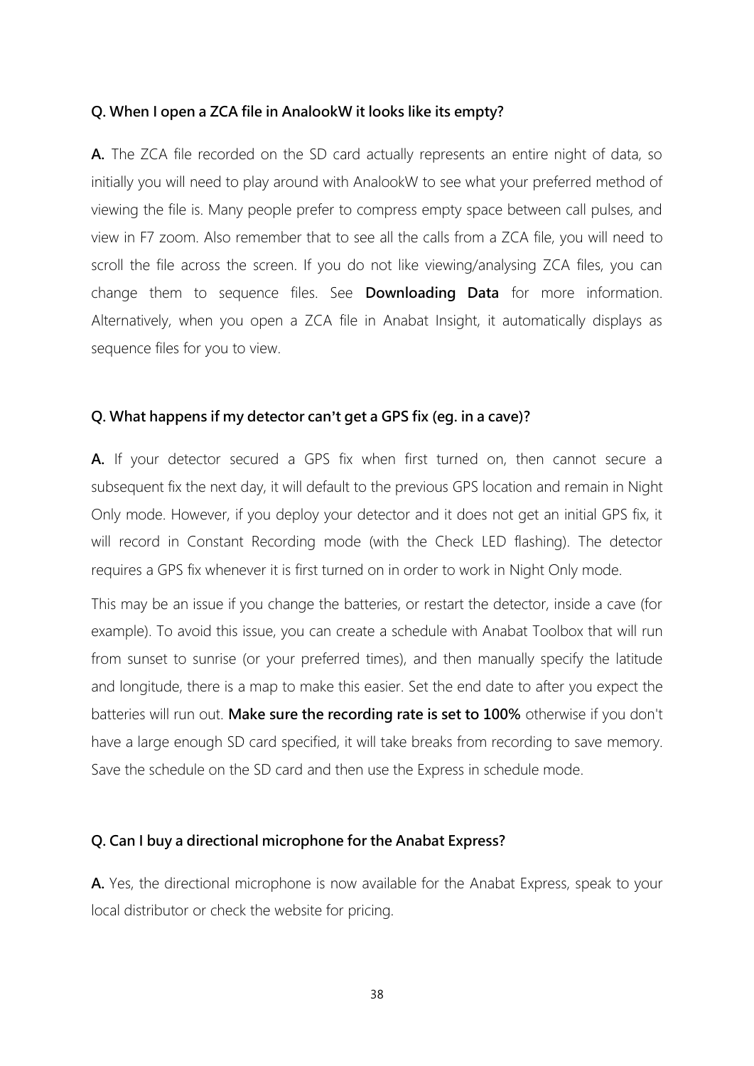**Q. When I open a ZCA file in AnalookW it looks like its empty?**

**A.** The ZCA file recorded on the SD card actually represents an entire night of data, so initially you will need to play around with AnalookW to see what your preferred method of viewing the file is. Many people prefer to compress empty space between call pulses, and view in F7 zoom. Also remember that to see all the calls from a ZCA file, you will need to scroll the file across the screen. If you do not like viewing/analysing ZCA files, you can change them to sequence files. See **Downloading Data** for more information. Alternatively, when you open a ZCA file in Anabat Insight, it automatically displays as sequence files for you to view.

**Q. What happens if my detector can't get a GPS fix (eg. in a cave)?**

**A.** If your detector secured a GPS fix when first turned on, then cannot secure a subsequent fix the next day, it will default to the previous GPS location and remain in Night Only mode. However, if you deploy your detector and it does not get an initial GPS fix, it will record in Constant Recording mode (with the Check LED flashing). The detector requires a GPS fix whenever it is first turned on in order to work in Night Only mode.

This may be an issue if you change the batteries, or restart the detector, inside a cave (for example). To avoid this issue, you can create a schedule with Anabat Toolbox that will run from sunset to sunrise (or your preferred times), and then manually specify the latitude and longitude, there is a map to make this easier. Set the end date to after you expect the batteries will run out. **Make sure the recording rate is set to 100%** otherwise if you don't have a large enough SD card specified, it will take breaks from recording to save memory. Save the schedule on the SD card and then use the Express in schedule mode.

**Q. Can I buy a directional microphone for the Anabat Express?**

**A.** Yes, the directional microphone is now available for the Anabat Express, speak to your local distributor or check the website for pricing.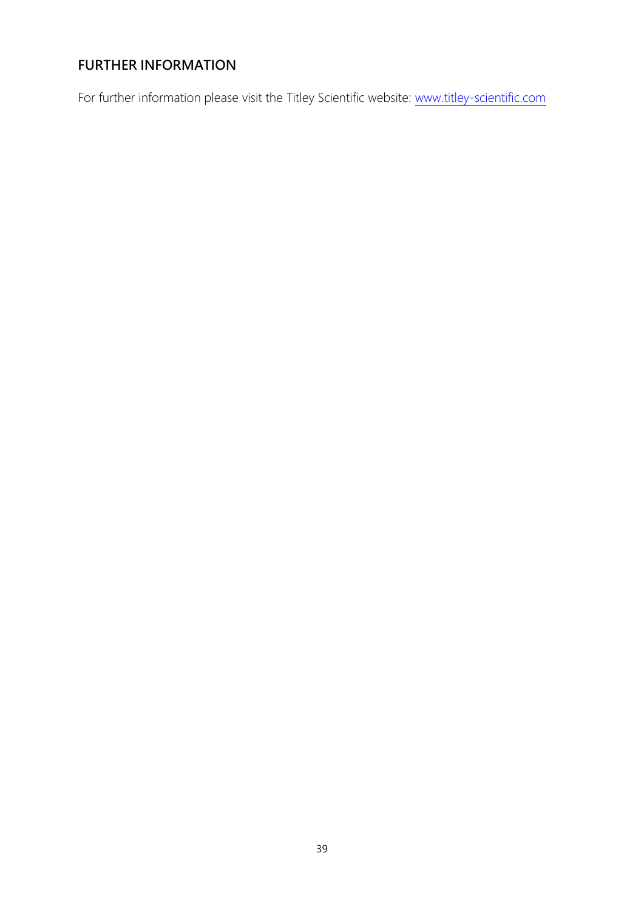## FURTHER INFORMATION

For further information please visit the Titley Scientific website: [www.titley-scientific.com](http://www.titley-scientific.com)